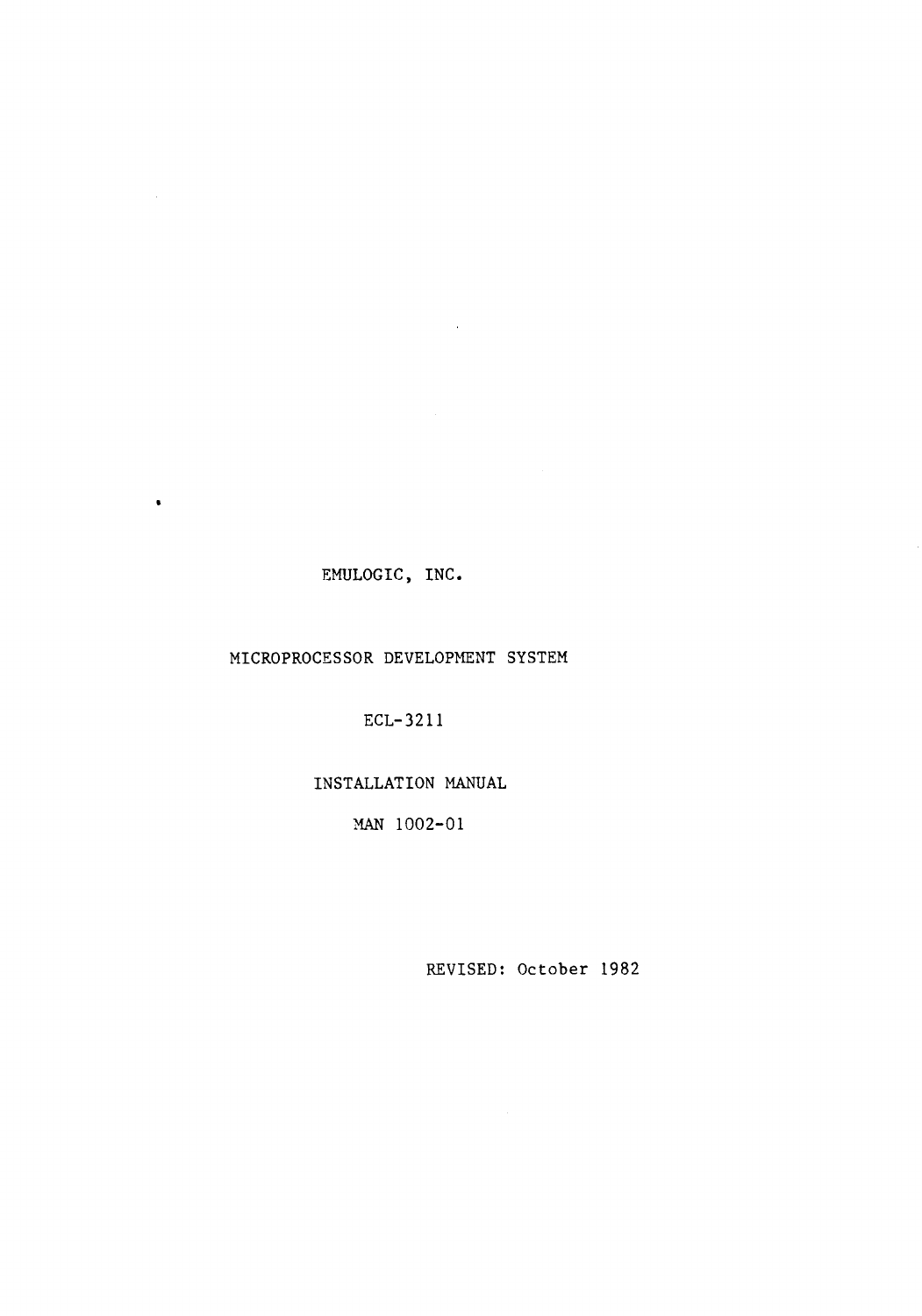EMULOGIC, INC.

MICROPROCESSOR DEVELOPMENT SYSTEM

ECL-3211

INSTALLATION MANUAL

MAN 1002-01

REVISED: October 1982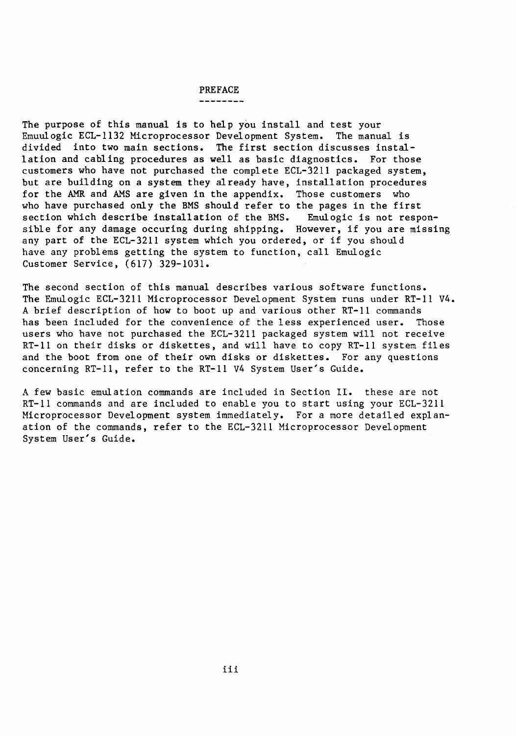# PREFACE

The purpose of this manual is to help you install and test your Emuulogic ECL-1132 Microprocessor Development System. The manual is divided into two main sections. The first section discusses installation and cabling procedures as well as basic diagnostics. For those customers who have not purchased the complete ECL-3211 packaged system, but are building on a system they already have, installation procedures for the AMR and AMS are given in the appendix. Those customers who who have purchased only the BMS should refer to the pages in the first section which describe installation of the BMS. Emulogic is not responsible for any damage occuring during shipping. However, if you are missing any part of the ECL-3211 system which you ordered, or if you should have any problems getting the system to function, call Emulogic Customer Service, (617) 329-1031.

The second section of this manual describes various software functions. The Emulogic ECL-3211 Microprocessor Development System runs under RT-11 V4. A brief description of how to boot up and various other RT-11 commands has been included for the convenience of the less experienced user. Those users who have not purchased the ECL-3211 packaged system will not receive RT-11 on their disks or diskettes, and will have to copy RT-11 system files and the boot from one of their own disks or diskettes. For any questions concerning RT-11, refer to the RT-11 V4 System User's Guide.

A few basic emulation commands are included in Section II. these are not RT-11 commands and are included to enable you to start using your ECL-3211 Microprocessor Development system immediately. For a more detailed explanation of the commands, refer to the ECL-3211 Microprocessor Development System User's Guide.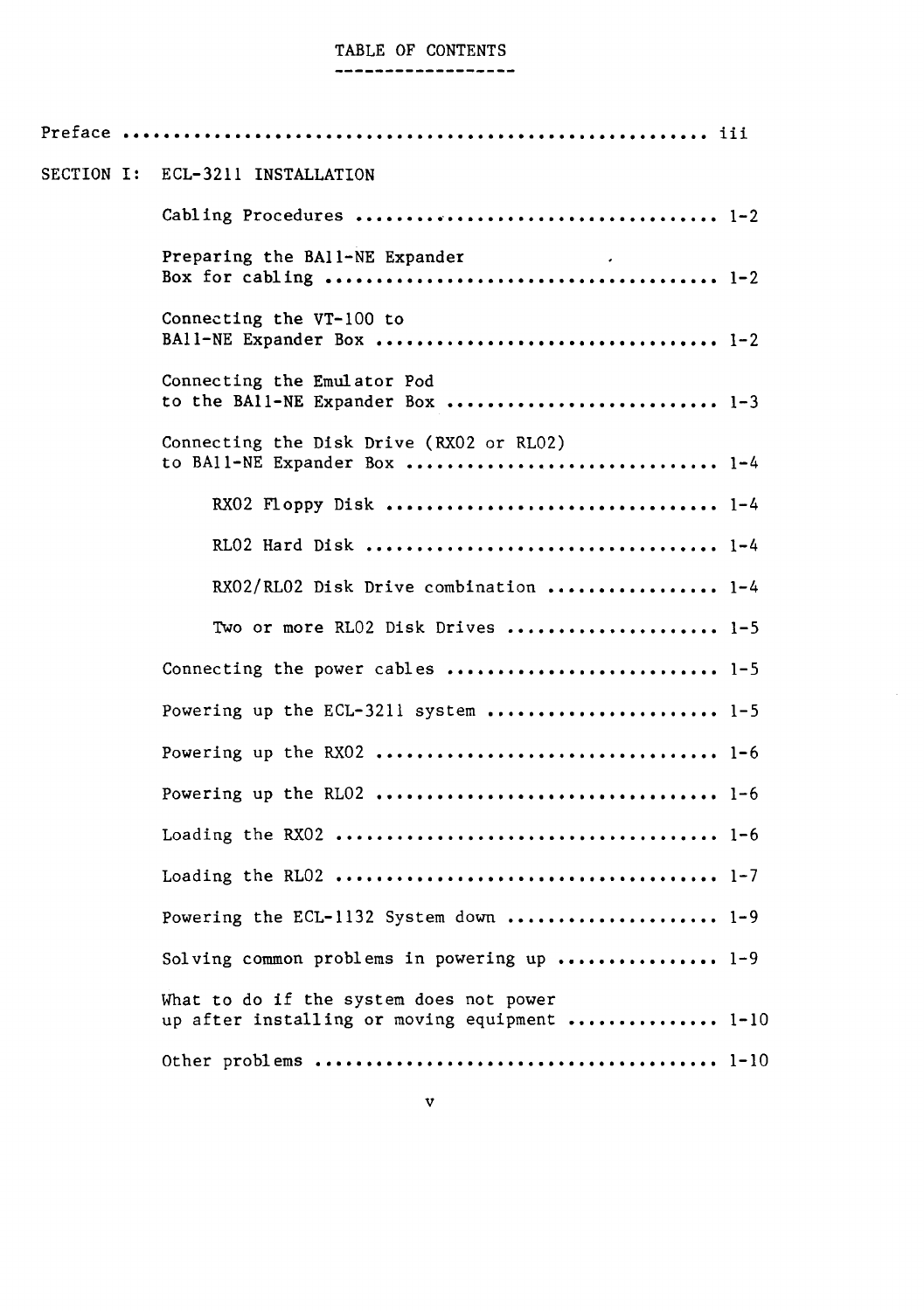# TABLE OF CONTENTS

| | | |
|---|---|---|
| Preface | | iii |
| SECTION I: | ECL-3211 INSTALLATION | |
| | Cabling Procedures | 1-2 |
| | Preparing the BA11-NE Expander Box for cabling | 1-2 |
| | Connecting the VT-100 to BA11-NE Expander Box | 1-2 |
| | Connecting the Emulator Pod to the BA11-NE Expander Box | 1-3 |
| | Connecting the Disk Drive (RX02 or RL02) to BA11-NE Expander Box | 1-4 |
| | RX02 Floppy Disk | 1-4 |
| | RL02 Hard Disk | 1-4 |
| | RX02/RL02 Disk Drive combination | 1-4 |
| | Two or more RL02 Disk Drives | 1-5 |
| | Connecting the power cables | 1-5 |
| | Powering up the ECL-3211 system | 1-5 |
| | Powering up the RX02 | 1-6 |
| | Powering up the RL02 | 1-6 |
| | Loading the RX02 | 1-6 |
| | Loading the RL02 | 1-7 |
| | Powering the ECL-1132 System down | 1-9 |
| | Solving common problems in powering up | 1-9 |
| | What to do if the system does not power up after installing or moving equipment | 1-10 |
| | Other problems | 1-10 |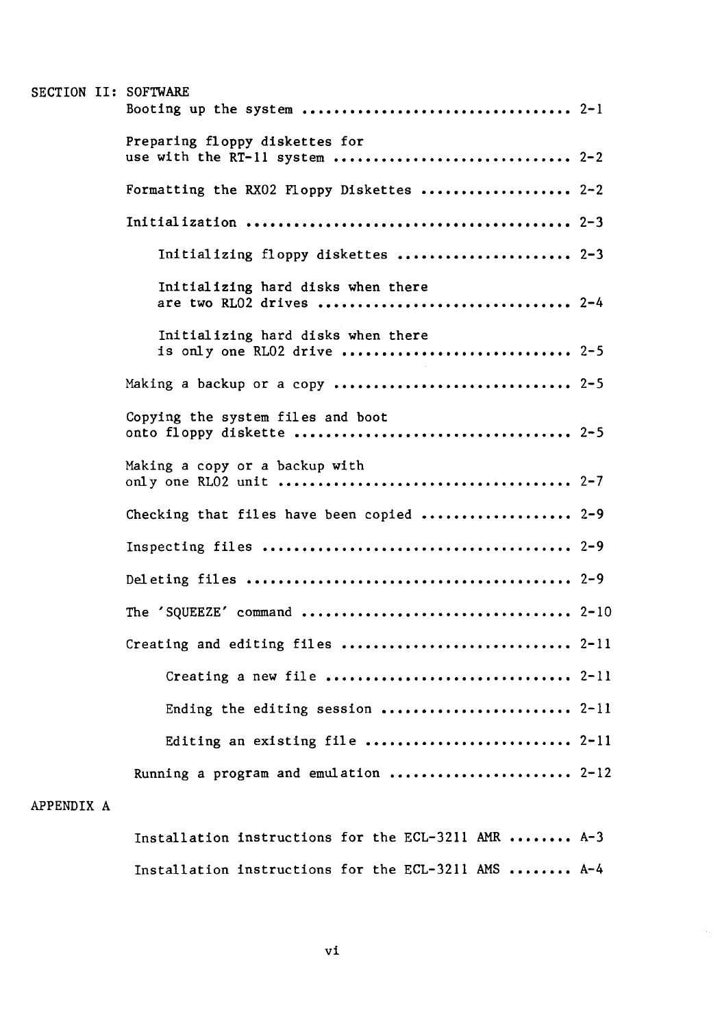SECTION II: SOFTWARE

- Booting up the system .................................. 2-1
- Preparing floppy diskettes for use with the RT-11 system .............................. 2-2
- Formatting the RX02 Floppy Diskettes ................... 2-2
- Initialization ......................................... 2-3
  - Initializing floppy diskettes ...................... 2-3
  - Initializing hard disks when there are two RL02 drives ................................ 2-4
  - Initializing hard disks when there is only one RL02 drive ............................. 2-5
- Making a backup or a copy .............................. 2-5
- Copying the system files and boot onto floppy diskette ................................... 2-5
- Making a copy or a backup with only one RL02 unit ..................................... 2-7
- Checking that files have been copied ................... 2-9
- Inspecting files ....................................... 2-9
- Deleting files ......................................... 2-9
- The 'SQUEEZE' command .................................. 2-10
- Creating and editing files ............................. 2-11
  - Creating a new file .............................. 2-11
  - Ending the editing session ....................... 2-11
  - Editing an existing file ......................... 2-11
- Running a program and emulation ....................... 2-12

APPENDIX A

- Installation instructions for the ECL-3211 AMR ........ A-3
- Installation instructions for the ECL-3211 AMS ........ A-4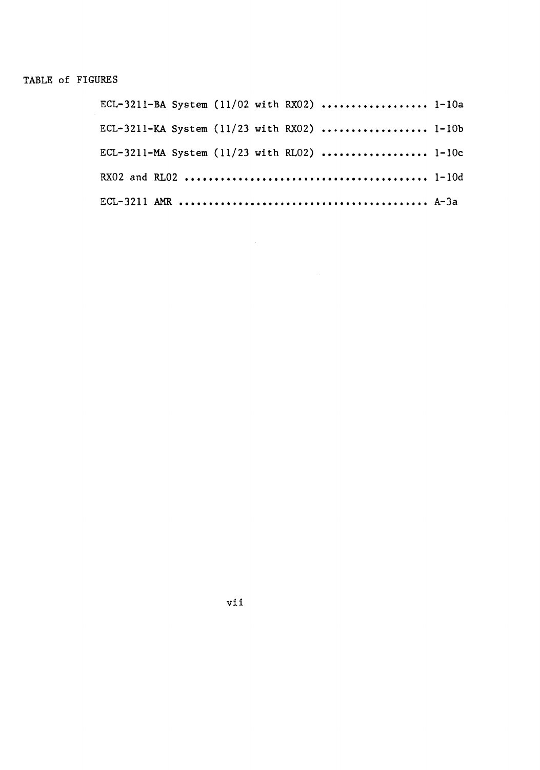TABLE of FIGURES

ECL-3211-BA System (11/02 with RX02) .................. 1-10a

ECL-3211-KA System (11/23 with RX02) .................. 1-10b

ECL-3211-MA System (11/23 with RL02) .................. 1-10c

RX02 and RL02 .......................................... 1-10d

ECL-3211 AMR ........................................... A-3a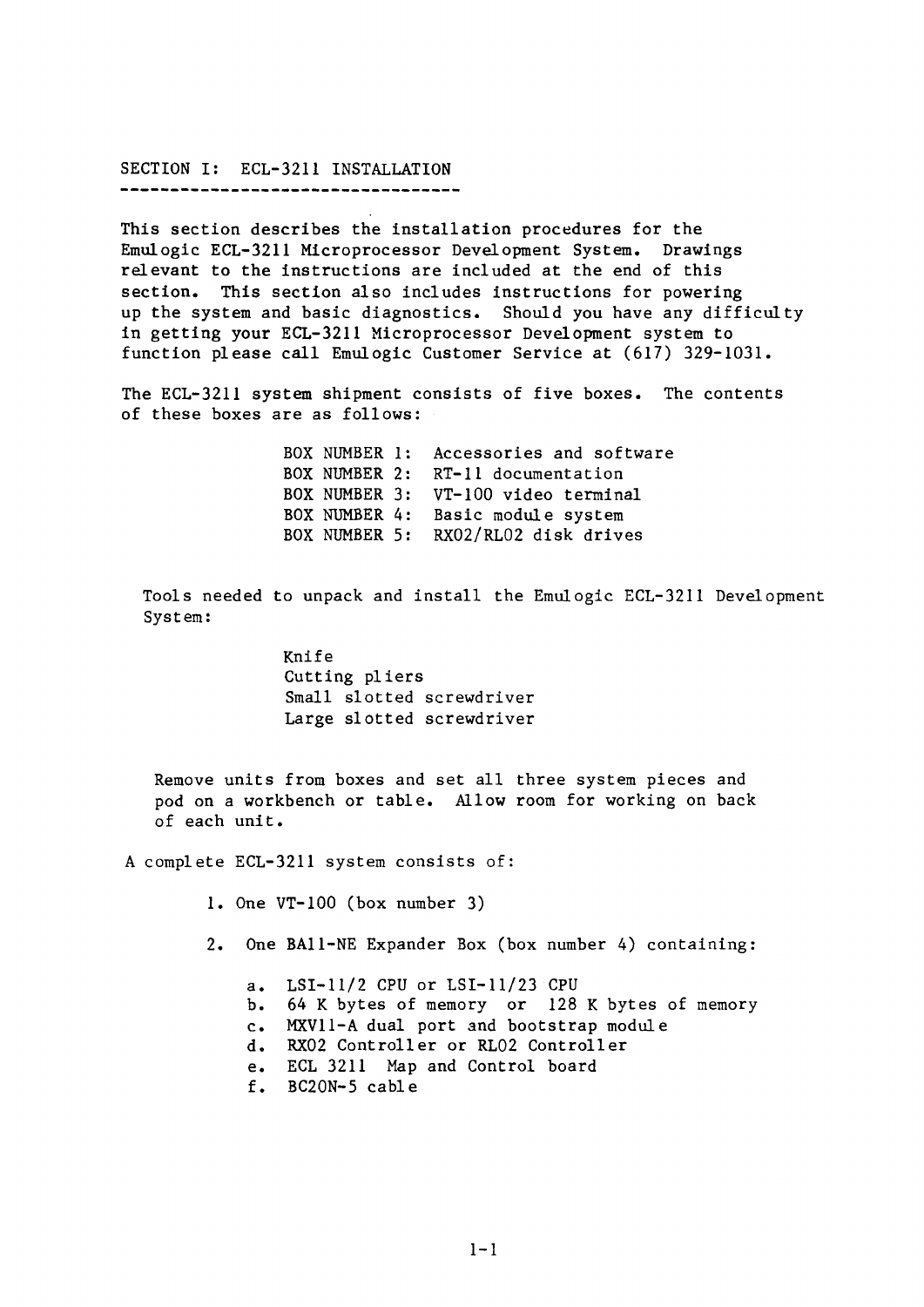# SECTION I: ECL-3211 INSTALLATION

This section describes the installation procedures for the Emulogic ECL-3211 Microprocessor Development System. Drawings relevant to the instructions are included at the end of this section. This section also includes instructions for powering up the system and basic diagnostics. Should you have any difficulty in getting your ECL-3211 Microprocessor Development system to function please call Emulogic Customer Service at (617) 329-1031.

The ECL-3211 system shipment consists of five boxes. The contents of these boxes are as follows:

| | |
|---|---|
| BOX NUMBER 1: | Accessories and software |
| BOX NUMBER 2: | RT-11 documentation |
| BOX NUMBER 3: | VT-100 video terminal |
| BOX NUMBER 4: | Basic module system |
| BOX NUMBER 5: | RX02/RL02 disk drives |

Tools needed to unpack and install the Emulogic ECL-3211 Development System:

- Knife
- Cutting pliers
- Small slotted screwdriver
- Large slotted screwdriver

Remove units from boxes and set all three system pieces and pod on a workbench or table. Allow room for working on back of each unit.

A complete ECL-3211 system consists of:

1. One VT-100 (box number 3)

2. One BA11-NE Expander Box (box number 4) containing:

   a. LSI-11/2 CPU or LSI-11/23 CPU
   b. 64 K bytes of memory or 128 K bytes of memory
   c. MXV11-A dual port and bootstrap module
   d. RX02 Controller or RL02 Controller
   e. ECL 3211 Map and Control board
   f. BC20N-5 cable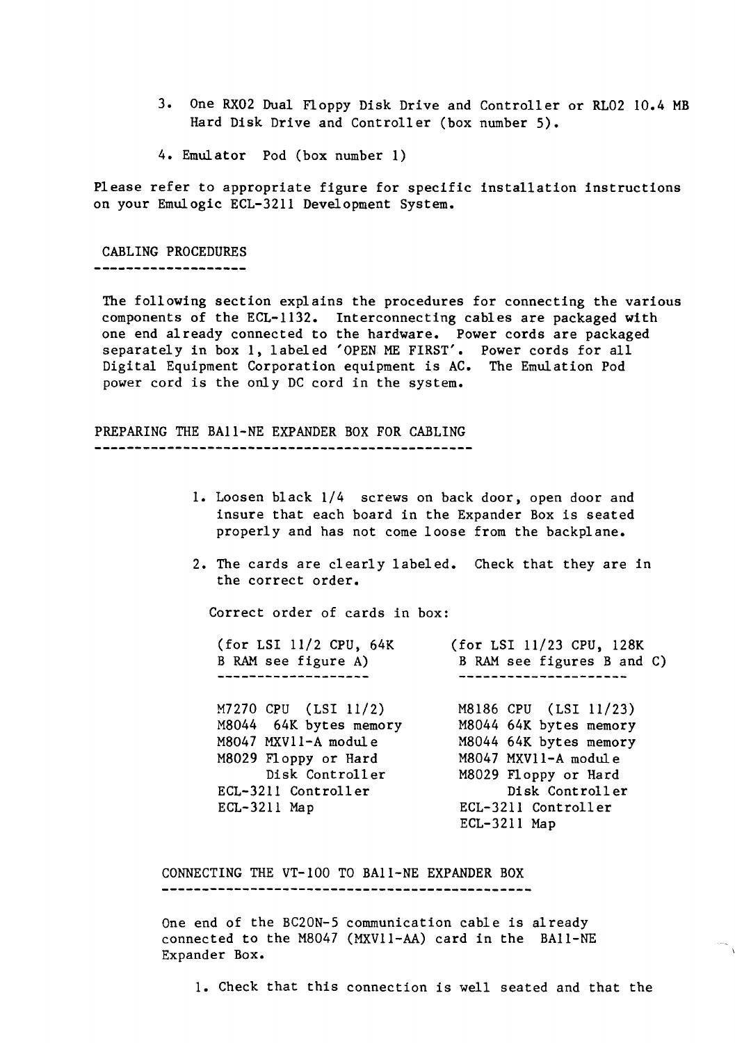3. One RX02 Dual Floppy Disk Drive and Controller or RL02 10.4 MB Hard Disk Drive and Controller (box number 5).

4. Emulator Pod (box number 1)

Please refer to appropriate figure for specific installation instructions on your Emulogic ECL-3211 Development System.

## CABLING PROCEDURES

The following section explains the procedures for connecting the various components of the ECL-1132. Interconnecting cables are packaged with one end already connected to the hardware. Power cords are packaged separately in box 1, labeled 'OPEN ME FIRST'. Power cords for all Digital Equipment Corporation equipment is AC. The Emulation Pod power cord is the only DC cord in the system.

## PREPARING THE BA11-NE EXPANDER BOX FOR CABLING

1. Loosen black 1/4 screws on back door, open door and insure that each board in the Expander Box is seated properly and has not come loose from the backplane.

2. The cards are clearly labeled. Check that they are in the correct order.

   Correct order of cards in box:

| (for LSI 11/2 CPU, 64K B RAM see figure A) | (for LSI 11/23 CPU, 128K B RAM see figures B and C) |
|---|---|
| M7270 CPU (LSI 11/2) | M8186 CPU (LSI 11/23) |
| M8044 64K bytes memory | M8044 64K bytes memory |
| M8047 MXV11-A module | M8044 64K bytes memory |
| M8029 Floppy or Hard Disk Controller | M8047 MXV11-A module |
| ECL-3211 Controller | M8029 Floppy or Hard Disk Controller |
| ECL-3211 Map | ECL-3211 Controller |
| | ECL-3211 Map |

## CONNECTING THE VT-100 TO BA11-NE EXPANDER BOX

One end of the BC20N-5 communication cable is already connected to the M8047 (MXV11-AA) card in the BA11-NE Expander Box.

1. Check that this connection is well seated and that the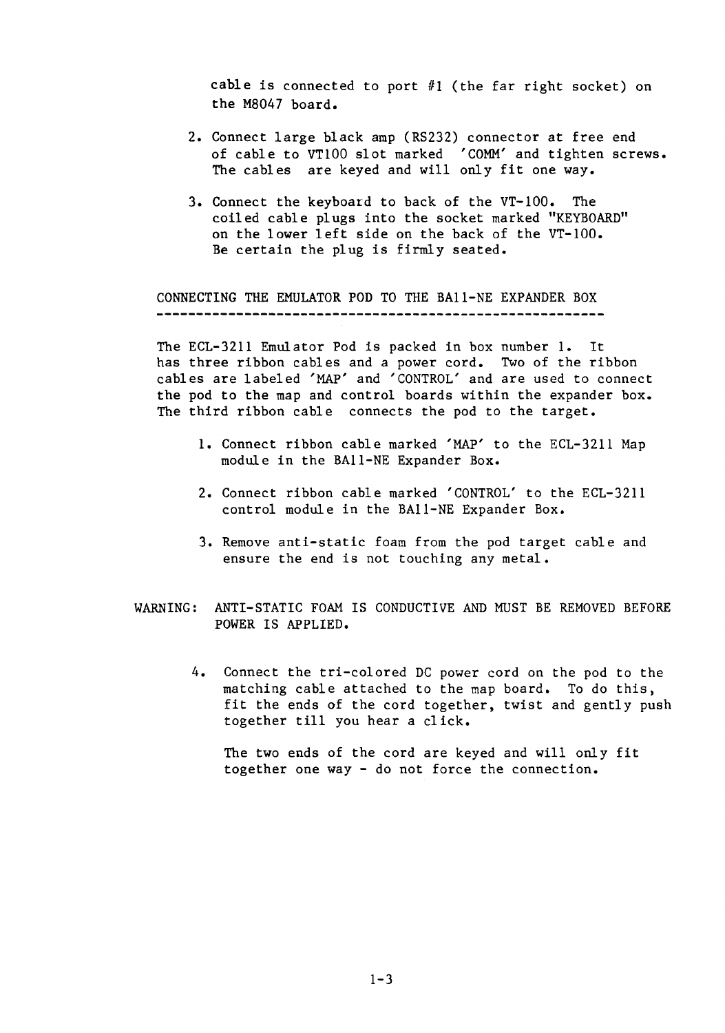cable is connected to port #1 (the far right socket) on the M8047 board.

2. Connect large black amp (RS232) connector at free end of cable to VT100 slot marked 'COMM' and tighten screws. The cables are keyed and will only fit one way.

3. Connect the keyboard to back of the VT-100. The coiled cable plugs into the socket marked "KEYBOARD" on the lower left side on the back of the VT-100. Be certain the plug is firmly seated.

## CONNECTING THE EMULATOR POD TO THE BA11-NE EXPANDER BOX

The ECL-3211 Emulator Pod is packed in box number 1. It has three ribbon cables and a power cord. Two of the ribbon cables are labeled 'MAP' and 'CONTROL' and are used to connect the pod to the map and control boards within the expander box. The third ribbon cable connects the pod to the target.

1. Connect ribbon cable marked 'MAP' to the ECL-3211 Map module in the BA11-NE Expander Box.

2. Connect ribbon cable marked 'CONTROL' to the ECL-3211 control module in the BA11-NE Expander Box.

3. Remove anti-static foam from the pod target cable and ensure the end is not touching any metal.

WARNING: ANTI-STATIC FOAM IS CONDUCTIVE AND MUST BE REMOVED BEFORE POWER IS APPLIED.

4. Connect the tri-colored DC power cord on the pod to the matching cable attached to the map board. To do this, fit the ends of the cord together, twist and gently push together till you hear a click.

   The two ends of the cord are keyed and will only fit together one way - do not force the connection.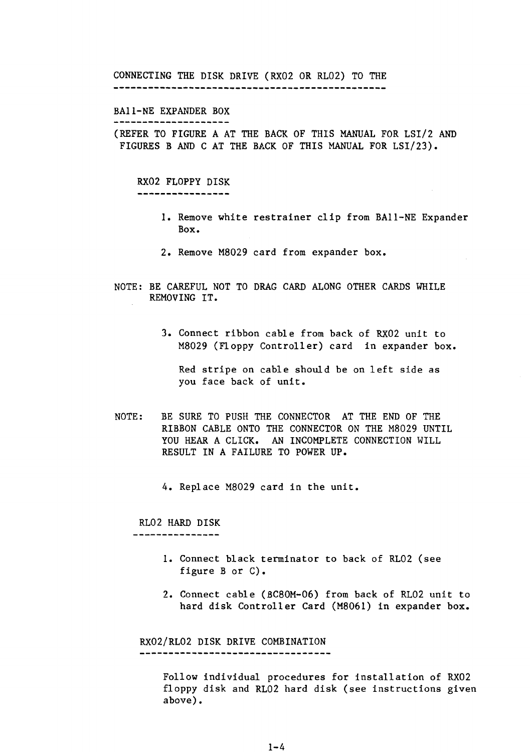## CONNECTING THE DISK DRIVE (RX02 OR RL02) TO THE BA11-NE EXPANDER BOX

(REFER TO FIGURE A AT THE BACK OF THIS MANUAL FOR LSI/2 AND FIGURES B AND C AT THE BACK OF THIS MANUAL FOR LSI/23).

### RX02 FLOPPY DISK

1. Remove white restrainer clip from BA11-NE Expander Box.

2. Remove M8029 card from expander box.

NOTE: BE CAREFUL NOT TO DRAG CARD ALONG OTHER CARDS WHILE REMOVING IT.

3. Connect ribbon cable from back of RX02 unit to M8029 (Floppy Controller) card in expander box.

   Red stripe on cable should be on left side as you face back of unit.

NOTE: BE SURE TO PUSH THE CONNECTOR AT THE END OF THE RIBBON CABLE ONTO THE CONNECTOR ON THE M8029 UNTIL YOU HEAR A CLICK. AN INCOMPLETE CONNECTION WILL RESULT IN A FAILURE TO POWER UP.

4. Replace M8029 card in the unit.

### RL02 HARD DISK

1. Connect black terminator to back of RL02 (see figure B or C).

2. Connect cable (BC80M-06) from back of RL02 unit to hard disk Controller Card (M8061) in expander box.

### RX02/RL02 DISK DRIVE COMBINATION

Follow individual procedures for installation of RX02 floppy disk and RL02 hard disk (see instructions given above).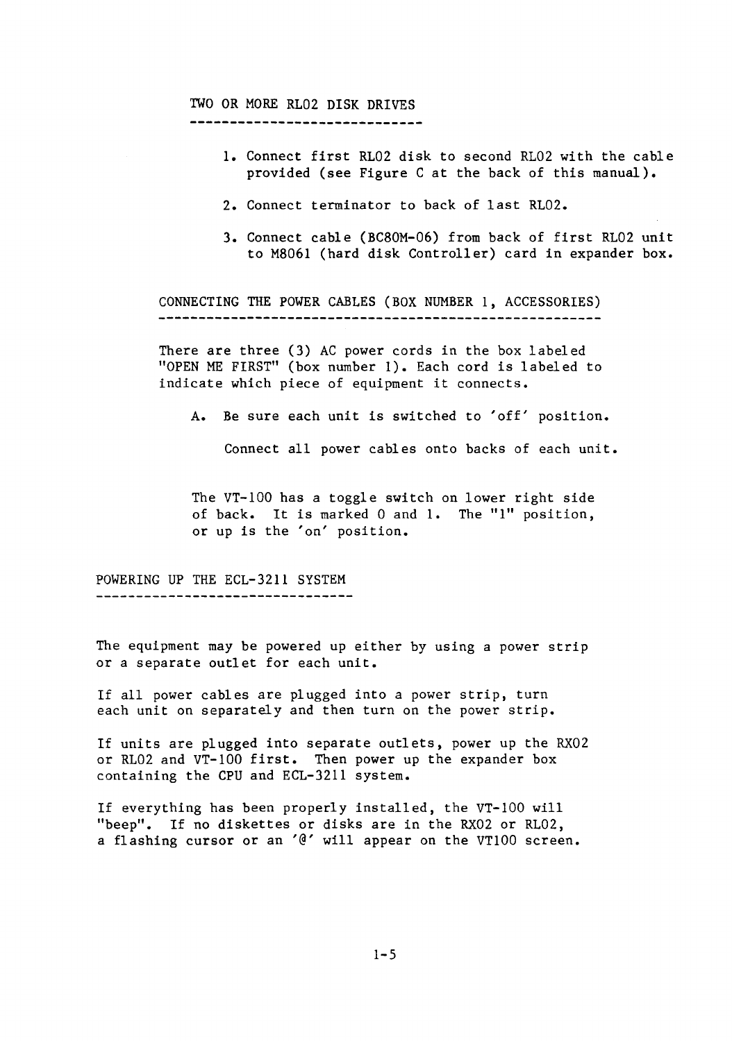### TWO OR MORE RL02 DISK DRIVES

1. Connect first RL02 disk to second RL02 with the cable provided (see Figure C at the back of this manual).

2. Connect terminator to back of last RL02.

3. Connect cable (BC80M-06) from back of first RL02 unit to M8061 (hard disk Controller) card in expander box.

### CONNECTING THE POWER CABLES (BOX NUMBER 1, ACCESSORIES)

There are three (3) AC power cords in the box labeled "OPEN ME FIRST" (box number 1). Each cord is labeled to indicate which piece of equipment it connects.

A. Be sure each unit is switched to 'off' position.

   Connect all power cables onto backs of each unit.

The VT-100 has a toggle switch on lower right side of back. It is marked 0 and 1. The "1" position, or up is the 'on' position.

## POWERING UP THE ECL-3211 SYSTEM

The equipment may be powered up either by using a power strip or a separate outlet for each unit.

If all power cables are plugged into a power strip, turn each unit on separately and then turn on the power strip.

If units are plugged into separate outlets, power up the RX02 or RL02 and VT-100 first. Then power up the expander box containing the CPU and ECL-3211 system.

If everything has been properly installed, the VT-100 will "beep". If no diskettes or disks are in the RX02 or RL02, a flashing cursor or an '@' will appear on the VT100 screen.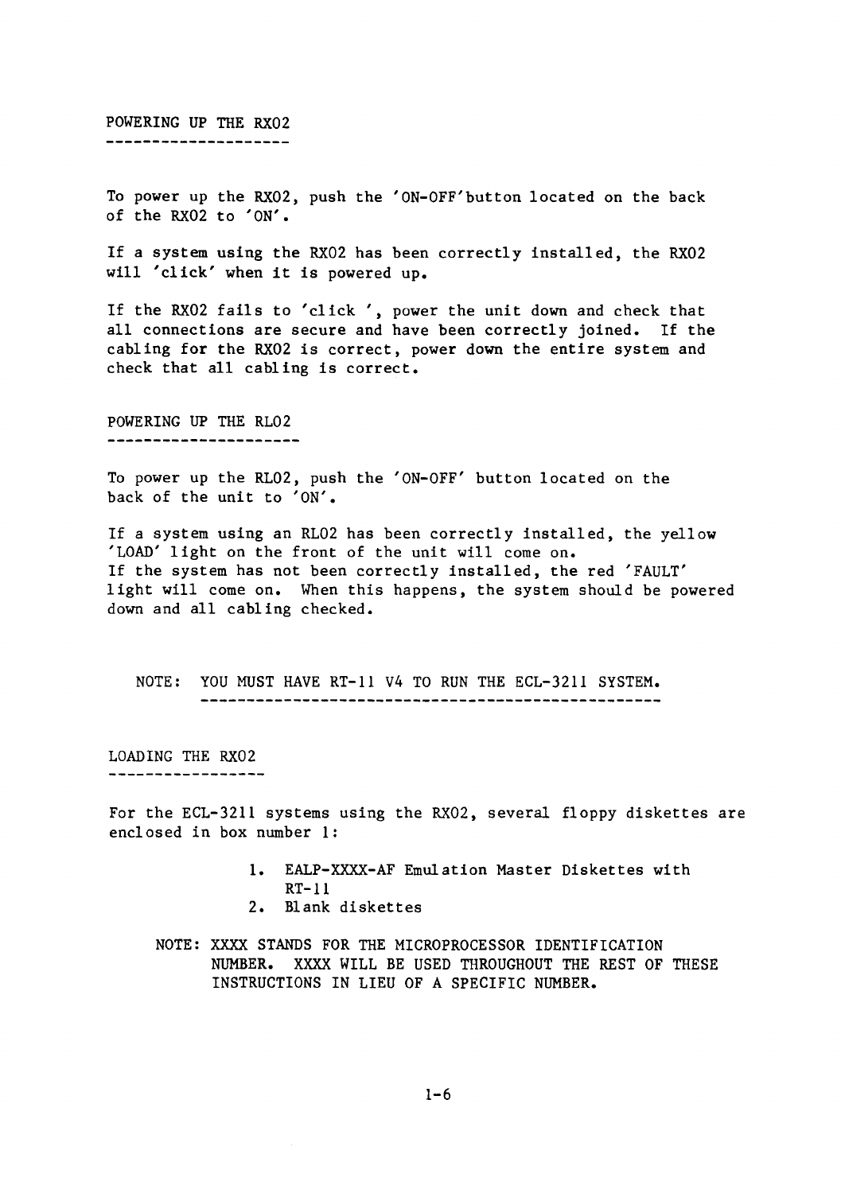## POWERING UP THE RX02

To power up the RX02, push the 'ON-OFF'button located on the back of the RX02 to 'ON'.

If a system using the RX02 has been correctly installed, the RX02 will 'click' when it is powered up.

If the RX02 fails to 'click ', power the unit down and check that all connections are secure and have been correctly joined. If the cabling for the RX02 is correct, power down the entire system and check that all cabling is correct.

## POWERING UP THE RL02

To power up the RL02, push the 'ON-OFF' button located on the back of the unit to 'ON'.

If a system using an RL02 has been correctly installed, the yellow 'LOAD' light on the front of the unit will come on.
If the system has not been correctly installed, the red 'FAULT' light will come on. When this happens, the system should be powered down and all cabling checked.

NOTE: <u>YOU MUST HAVE RT-11 V4 TO RUN THE ECL-3211 SYSTEM.</u>

## LOADING THE RX02

For the ECL-3211 systems using the RX02, several floppy diskettes are enclosed in box number 1:

1. EALP-XXXX-AF Emulation Master Diskettes with RT-11
2. Blank diskettes

NOTE: XXXX STANDS FOR THE MICROPROCESSOR IDENTIFICATION NUMBER. XXXX WILL BE USED THROUGHOUT THE REST OF THESE INSTRUCTIONS IN LIEU OF A SPECIFIC NUMBER.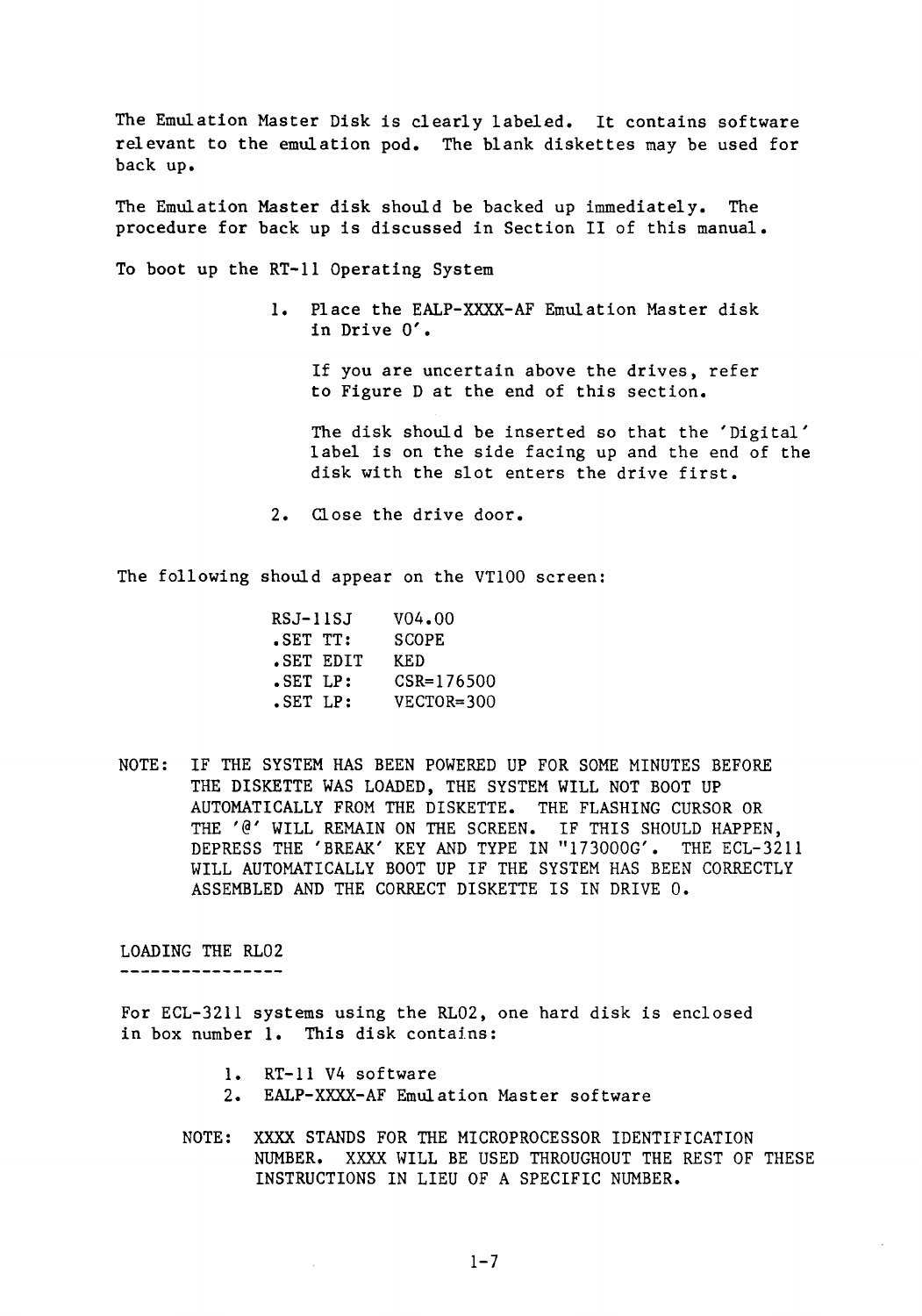The Emulation Master Disk is clearly labeled. It contains software relevant to the emulation pod. The blank diskettes may be used for back up.

The Emulation Master disk should be backed up immediately. The procedure for back up is discussed in Section II of this manual.

To boot up the RT-11 Operating System

1. Place the EALP-XXXX-AF Emulation Master disk in Drive 0'.

   If you are uncertain above the drives, refer to Figure D at the end of this section.

   The disk should be inserted so that the 'Digital' label is on the side facing up and the end of the disk with the slot enters the drive first.

2. Close the drive door.

The following should appear on the VT100 screen:

```
RSJ-11SJ    V04.00
.SET TT:    SCOPE
.SET EDIT   KED
.SET LP:    CSR=176500
.SET LP:    VECTOR=300
```

NOTE: IF THE SYSTEM HAS BEEN POWERED UP FOR SOME MINUTES BEFORE THE DISKETTE WAS LOADED, THE SYSTEM WILL NOT BOOT UP AUTOMATICALLY FROM THE DISKETTE. THE FLASHING CURSOR OR THE '@' WILL REMAIN ON THE SCREEN. IF THIS SHOULD HAPPEN, DEPRESS THE 'BREAK' KEY AND TYPE IN "173000G'. THE ECL-3211 WILL AUTOMATICALLY BOOT UP IF THE SYSTEM HAS BEEN CORRECTLY ASSEMBLED AND THE CORRECT DISKETTE IS IN DRIVE 0.

## LOADING THE RL02

For ECL-3211 systems using the RL02, one hard disk is enclosed in box number 1. This disk contains:

1. RT-11 V4 software
2. EALP-XXXX-AF Emulation Master software

NOTE: XXXX STANDS FOR THE MICROPROCESSOR IDENTIFICATION NUMBER. XXXX WILL BE USED THROUGHOUT THE REST OF THESE INSTRUCTIONS IN LIEU OF A SPECIFIC NUMBER.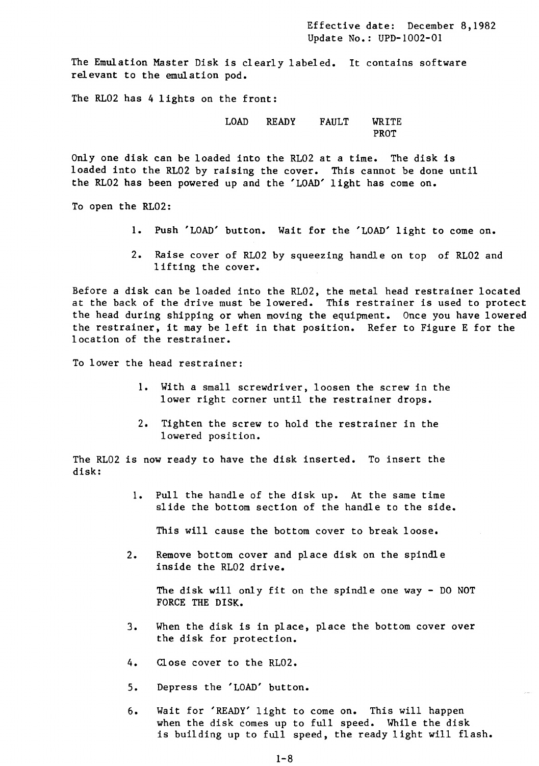Effective date: December 8,1982
Update No.: UPD-1002-01

The Emulation Master Disk is clearly labeled. It contains software relevant to the emulation pod.

The RL02 has 4 lights on the front:

LOAD    READY    FAULT    WRITE PROT

Only one disk can be loaded into the RL02 at a time. The disk is loaded into the RL02 by raising the cover. This cannot be done until the RL02 has been powered up and the 'LOAD' light has come on.

To open the RL02:

1. Push 'LOAD' button. Wait for the 'LOAD' light to come on.
2. Raise cover of RL02 by squeezing handle on top of RL02 and lifting the cover.

Before a disk can be loaded into the RL02, the metal head restrainer located at the back of the drive must be lowered. This restrainer is used to protect the head during shipping or when moving the equipment. Once you have lowered the restrainer, it may be left in that position. Refer to Figure E for the location of the restrainer.

To lower the head restrainer:

1. With a small screwdriver, loosen the screw in the lower right corner until the restrainer drops.
2. Tighten the screw to hold the restrainer in the lowered position.

The RL02 is now ready to have the disk inserted. To insert the disk:

1. Pull the handle of the disk up. At the same time slide the bottom section of the handle to the side.

   This will cause the bottom cover to break loose.

2. Remove bottom cover and place disk on the spindle inside the RL02 drive.

   The disk will only fit on the spindle one way - DO NOT FORCE THE DISK.

3. When the disk is in place, place the bottom cover over the disk for protection.
4. Close cover to the RL02.
5. Depress the 'LOAD' button.
6. Wait for 'READY' light to come on. This will happen when the disk comes up to full speed. While the disk is building up to full speed, the ready light will flash.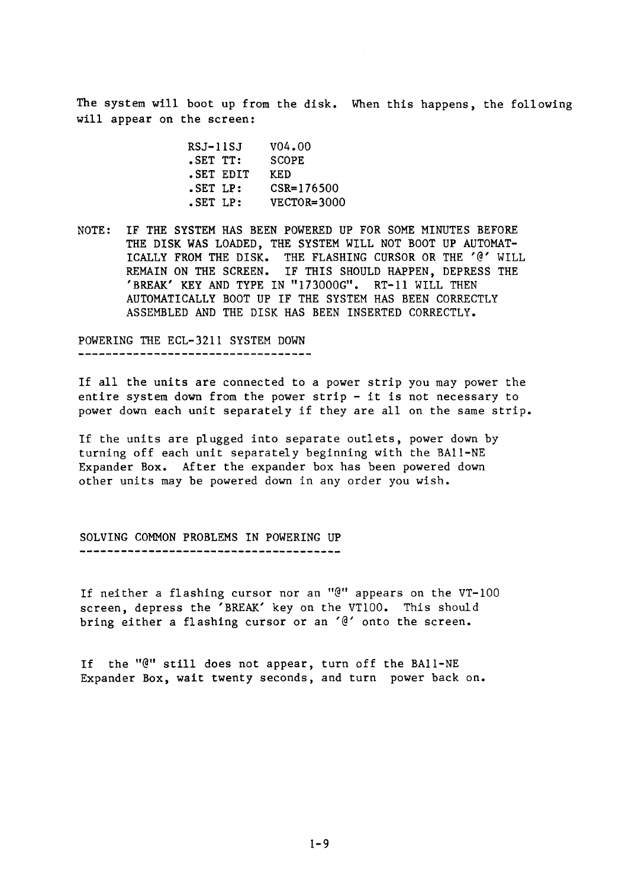The system will boot up from the disk. When this happens, the following will appear on the screen:

```
RSJ-11SJ    V04.00
.SET TT:    SCOPE
.SET EDIT   KED
.SET LP:    CSR=176500
.SET LP:    VECTOR=3000
```

NOTE: IF THE SYSTEM HAS BEEN POWERED UP FOR SOME MINUTES BEFORE THE DISK WAS LOADED, THE SYSTEM WILL NOT BOOT UP AUTOMATICALLY FROM THE DISK. THE FLASHING CURSOR OR THE '@' WILL REMAIN ON THE SCREEN. IF THIS SHOULD HAPPEN, DEPRESS THE 'BREAK' KEY AND TYPE IN "173000G". RT-11 WILL THEN AUTOMATICALLY BOOT UP IF THE SYSTEM HAS BEEN CORRECTLY ASSEMBLED AND THE DISK HAS BEEN INSERTED CORRECTLY.

## POWERING THE ECL-3211 SYSTEM DOWN

If all the units are connected to a power strip you may power the entire system down from the power strip - it is not necessary to power down each unit separately if they are all on the same strip.

If the units are plugged into separate outlets, power down by turning off each unit separately beginning with the BA11-NE Expander Box. After the expander box has been powered down other units may be powered down in any order you wish.

## SOLVING COMMON PROBLEMS IN POWERING UP

If neither a flashing cursor nor an "@" appears on the VT-100 screen, depress the 'BREAK' key on the VT100. This should bring either a flashing cursor or an '@' onto the screen.

If the "@" still does not appear, turn off the BA11-NE Expander Box, wait twenty seconds, and turn power back on.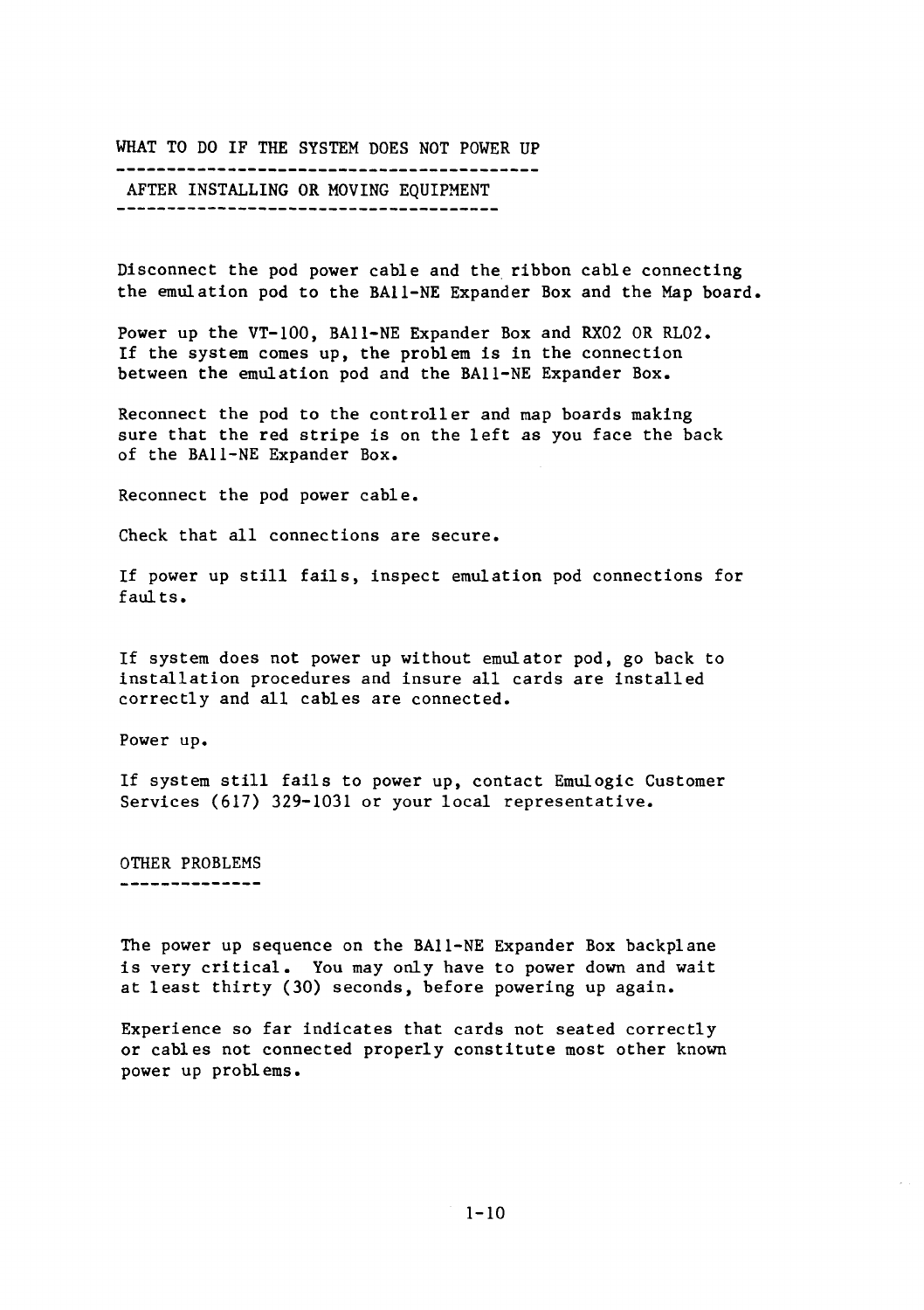## WHAT TO DO IF THE SYSTEM DOES NOT POWER UP

## AFTER INSTALLING OR MOVING EQUIPMENT

Disconnect the pod power cable and the ribbon cable connecting the emulation pod to the BA11-NE Expander Box and the Map board.

Power up the VT-100, BA11-NE Expander Box and RX02 OR RL02. If the system comes up, the problem is in the connection between the emulation pod and the BA11-NE Expander Box.

Reconnect the pod to the controller and map boards making sure that the red stripe is on the left as you face the back of the BA11-NE Expander Box.

Reconnect the pod power cable.

Check that all connections are secure.

If power up still fails, inspect emulation pod connections for faults.

If system does not power up without emulator pod, go back to installation procedures and insure all cards are installed correctly and all cables are connected.

Power up.

If system still fails to power up, contact Emulogic Customer Services (617) 329-1031 or your local representative.

## OTHER PROBLEMS

The power up sequence on the BA11-NE Expander Box backplane is very critical. You may only have to power down and wait at least thirty (30) seconds, before powering up again.

Experience so far indicates that cards not seated correctly or cables not connected properly constitute most other known power up problems.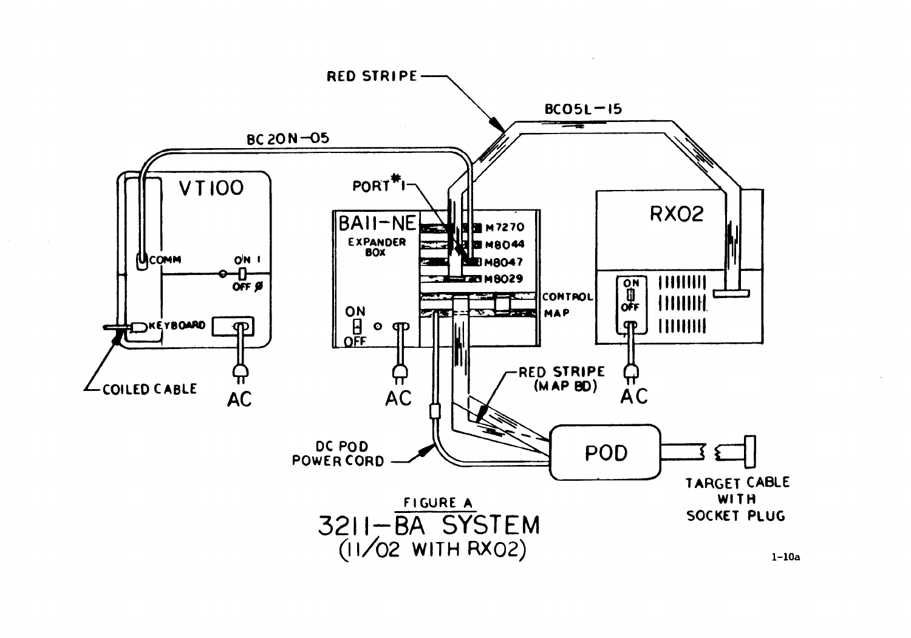RED STRIPE

BC05L-15

BC20N-05

PORT #1

VT100

COMM

ON I

OFF Ø

KEYBOARD

COILED CABLE

AC

BA11-NE

EXPANDER BOX

M7270

M8044

M8047

M8029

CONTROL

MAP

ON

OFF

AC

RX02

ON

OFF

AC

RED STRIPE (MAP BD)

DC POD POWER CORD

POD

TARGET CABLE WITH SOCKET PLUG

FIGURE A

3211-BA SYSTEM

(11/02 WITH RX02)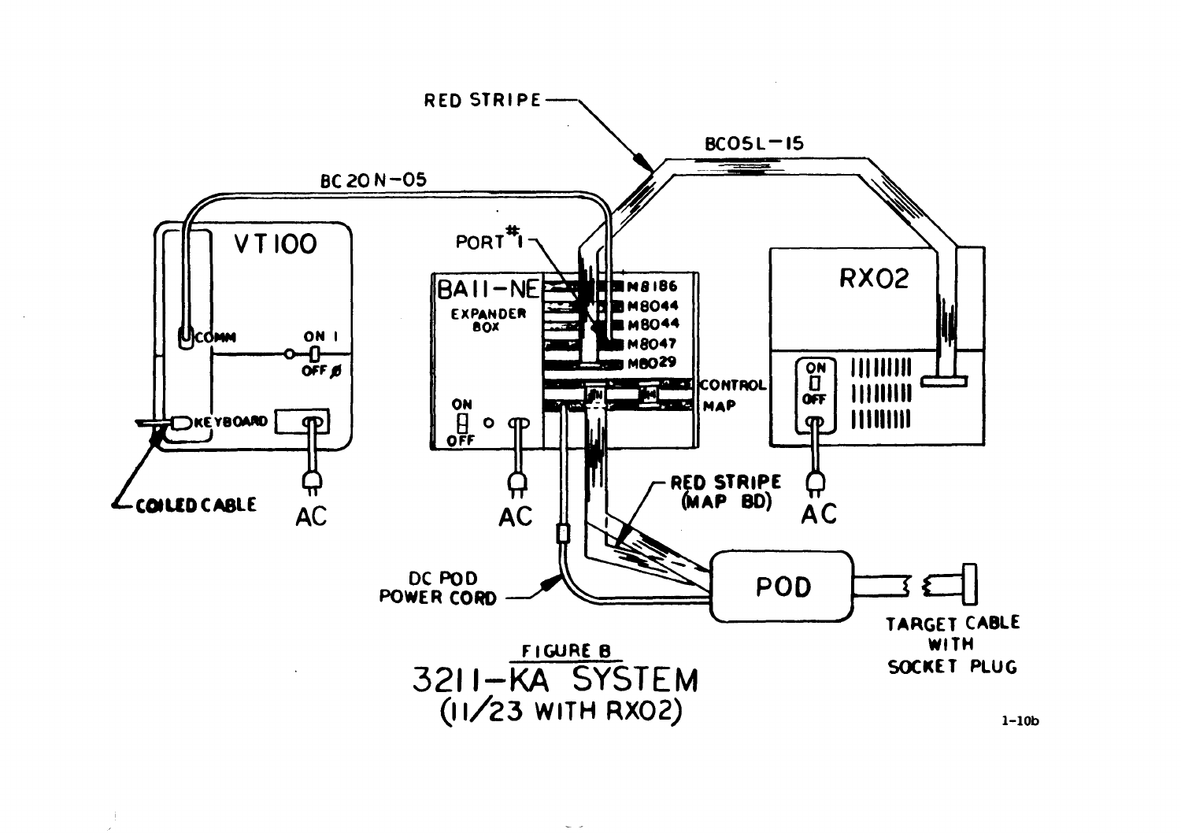FIGURE B

3211-KA SYSTEM
(11/23 WITH RX02)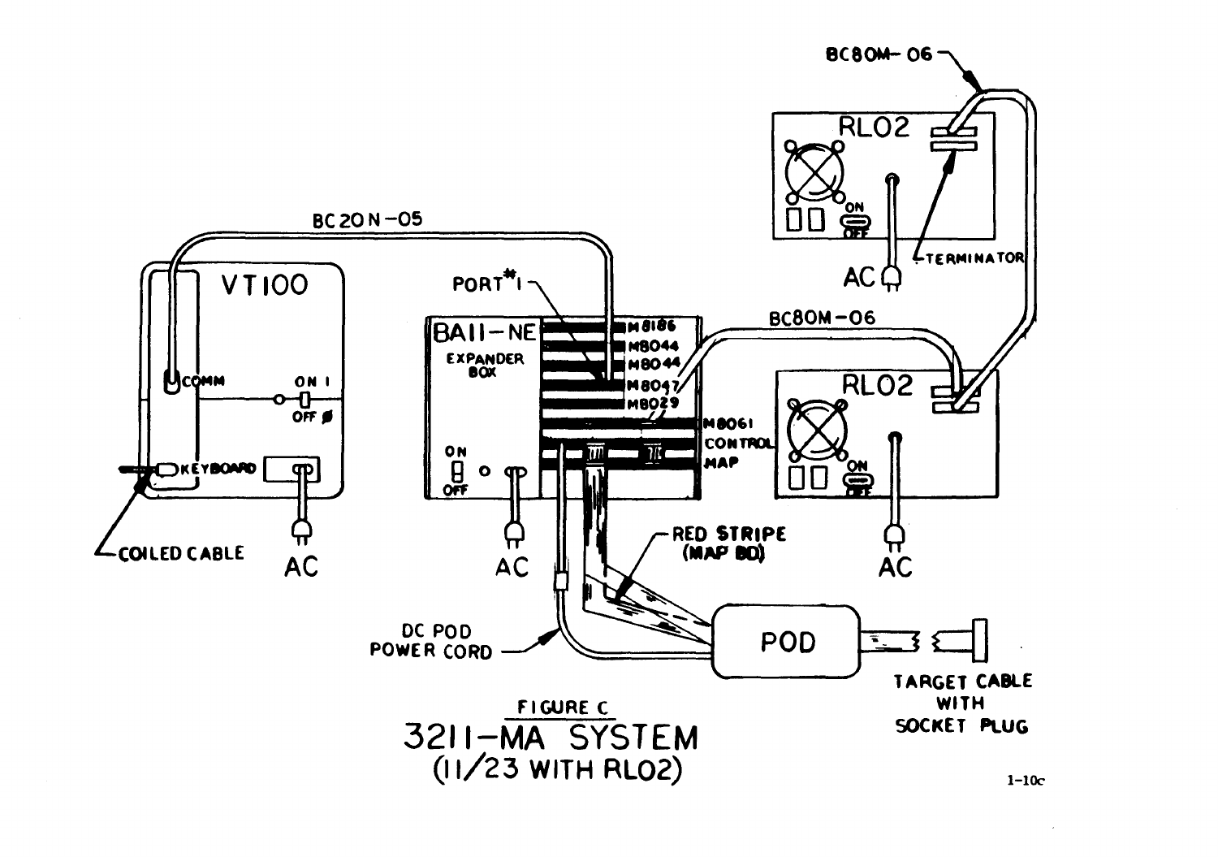FIGURE C

3211-MA SYSTEM
(11/23 WITH RL02)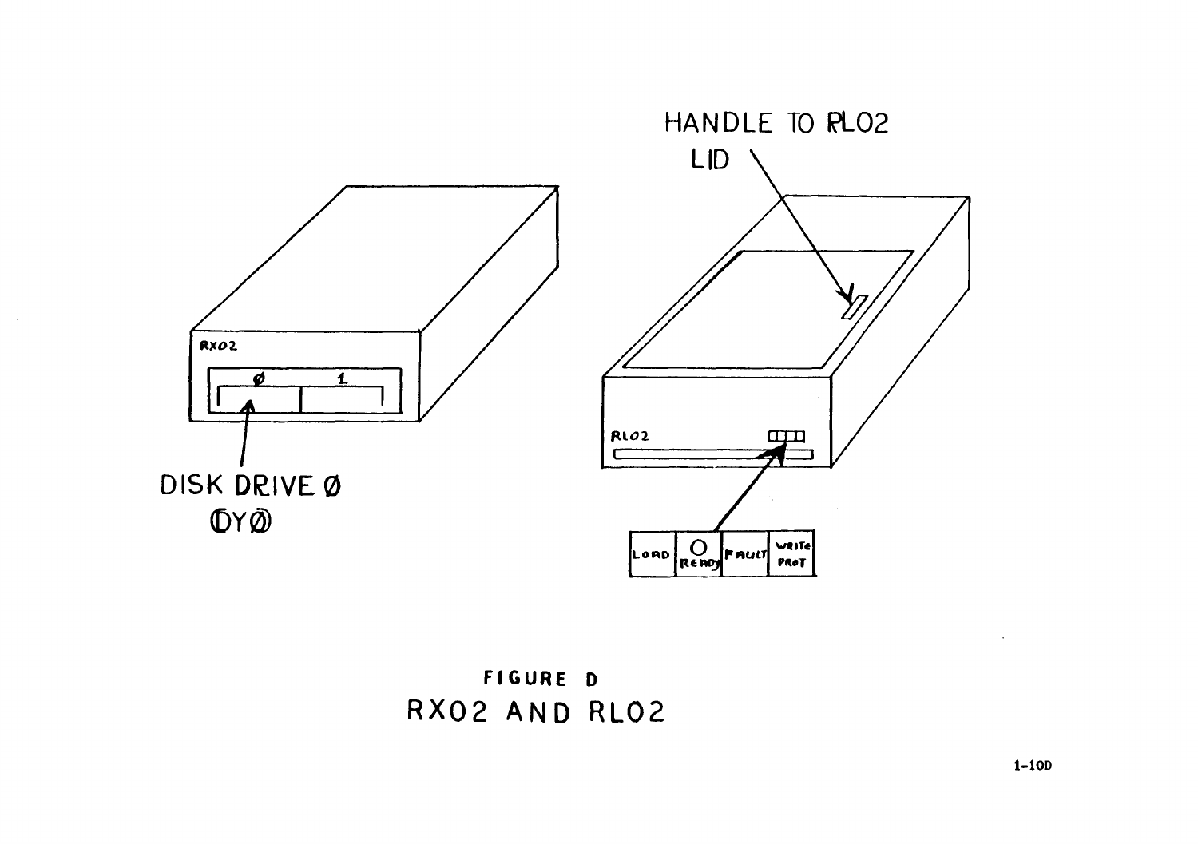HANDLE TO RL02 LID

RX02

Ø 1

DISK DRIVE Ø
(DYØ)

RL02

LOAD | READY | FAULT | WRITE PROT

**FIGURE D**
RX02 AND RL02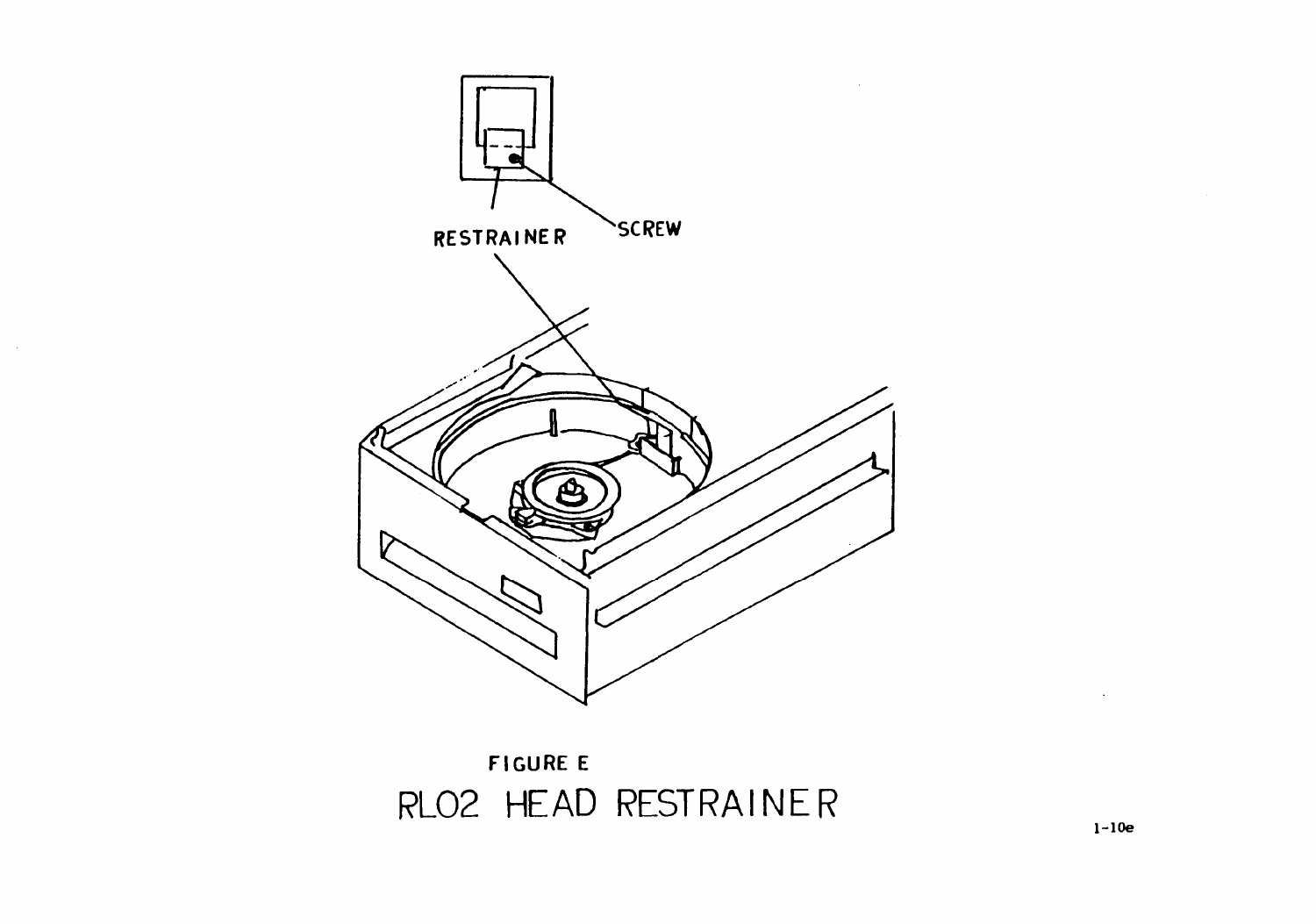RESTRAINER

SCREW

FIGURE E

RL02 HEAD RESTRAINER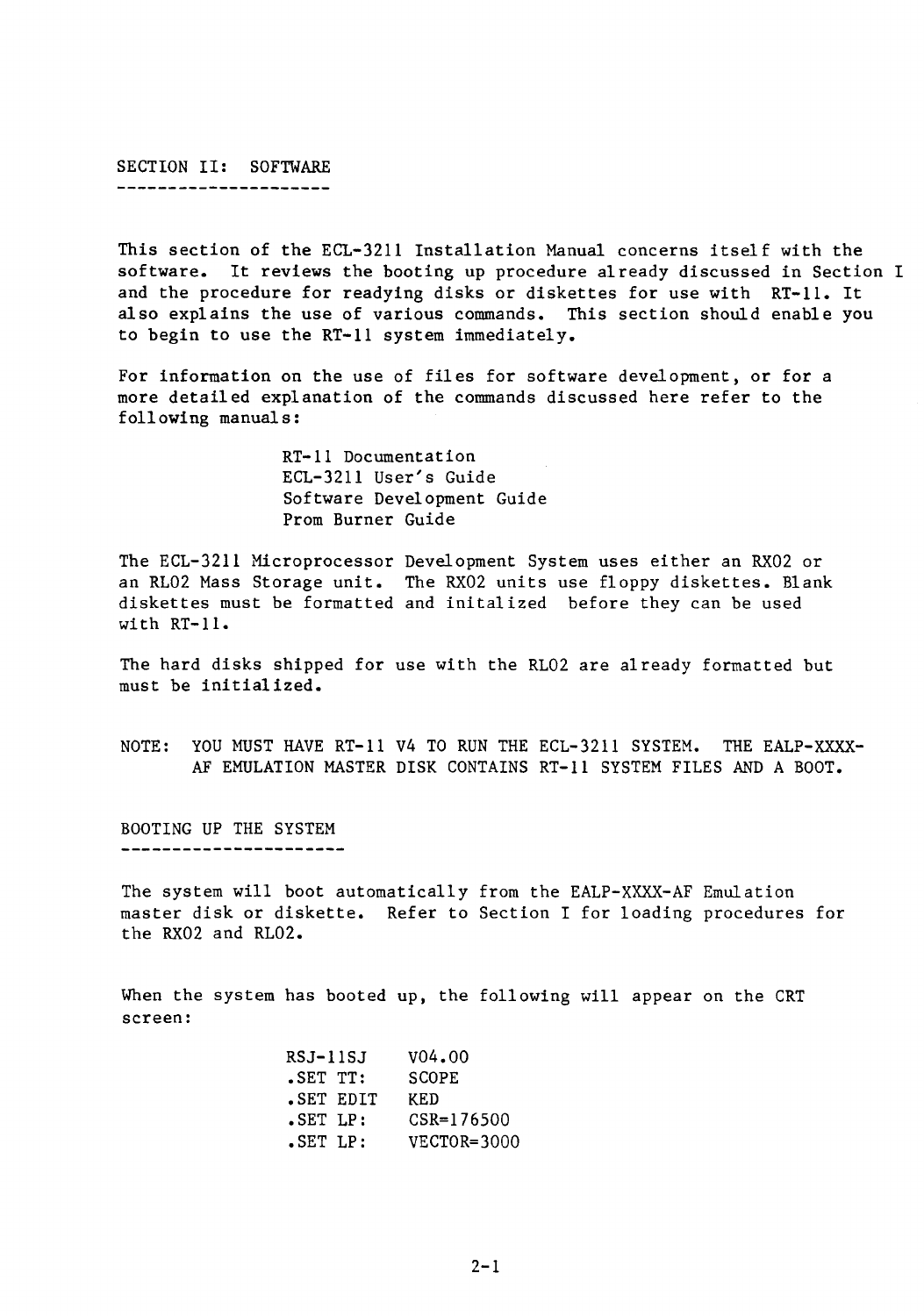## SECTION II: SOFTWARE

This section of the ECL-3211 Installation Manual concerns itself with the software. It reviews the booting up procedure already discussed in Section I and the procedure for readying disks or diskettes for use with RT-11. It also explains the use of various commands. This section should enable you to begin to use the RT-11 system immediately.

For information on the use of files for software development, or for a more detailed explanation of the commands discussed here refer to the following manuals:

- RT-11 Documentation
- ECL-3211 User's Guide
- Software Development Guide
- Prom Burner Guide

The ECL-3211 Microprocessor Development System uses either an RX02 or an RL02 Mass Storage unit. The RX02 units use floppy diskettes. Blank diskettes must be formatted and initalized before they can be used with RT-11.

The hard disks shipped for use with the RL02 are already formatted but must be initialized.

NOTE: YOU MUST HAVE RT-11 V4 TO RUN THE ECL-3211 SYSTEM. THE EALP-XXXX-AF EMULATION MASTER DISK CONTAINS RT-11 SYSTEM FILES AND A BOOT.

## BOOTING UP THE SYSTEM

The system will boot automatically from the EALP-XXXX-AF Emulation master disk or diskette. Refer to Section I for loading procedures for the RX02 and RL02.

When the system has booted up, the following will appear on the CRT screen:

```
RSJ-11SJ    V04.00
.SET TT:    SCOPE
.SET EDIT   KED
.SET LP:    CSR=176500
.SET LP:    VECTOR=3000
```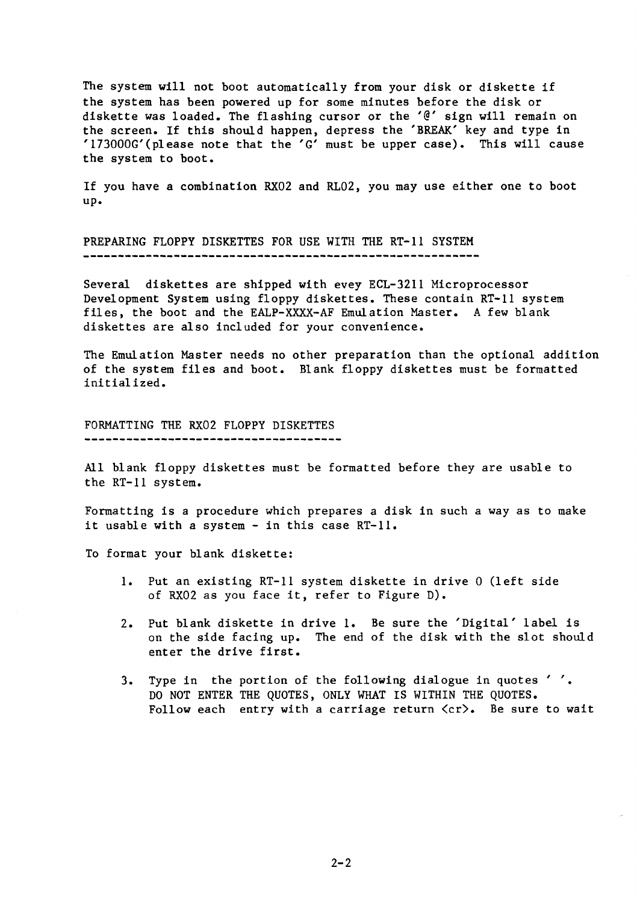The system will not boot automatically from your disk or diskette if the system has been powered up for some minutes before the disk or diskette was loaded. The flashing cursor or the '@' sign will remain on the screen. If this should happen, depress the 'BREAK' key and type in '173000G'(please note that the 'G' must be upper case). This will cause the system to boot.

If you have a combination RX02 and RL02, you may use either one to boot up.

## PREPARING FLOPPY DISKETTES FOR USE WITH THE RT-11 SYSTEM

Several diskettes are shipped with evey ECL-3211 Microprocessor Development System using floppy diskettes. These contain RT-11 system files, the boot and the EALP-XXXX-AF Emulation Master. A few blank diskettes are also included for your convenience.

The Emulation Master needs no other preparation than the optional addition of the system files and boot. Blank floppy diskettes must be formatted initialized.

## FORMATTING THE RX02 FLOPPY DISKETTES

All blank floppy diskettes must be formatted before they are usable to the RT-11 system.

Formatting is a procedure which prepares a disk in such a way as to make it usable with a system - in this case RT-11.

To format your blank diskette:

1. Put an existing RT-11 system diskette in drive 0 (left side of RX02 as you face it, refer to Figure D).

2. Put blank diskette in drive 1. Be sure the 'Digital' label is on the side facing up. The end of the disk with the slot should enter the drive first.

3. Type in the portion of the following dialogue in quotes ' '. DO NOT ENTER THE QUOTES, ONLY WHAT IS WITHIN THE QUOTES. Follow each entry with a carriage return <cr>. Be sure to wait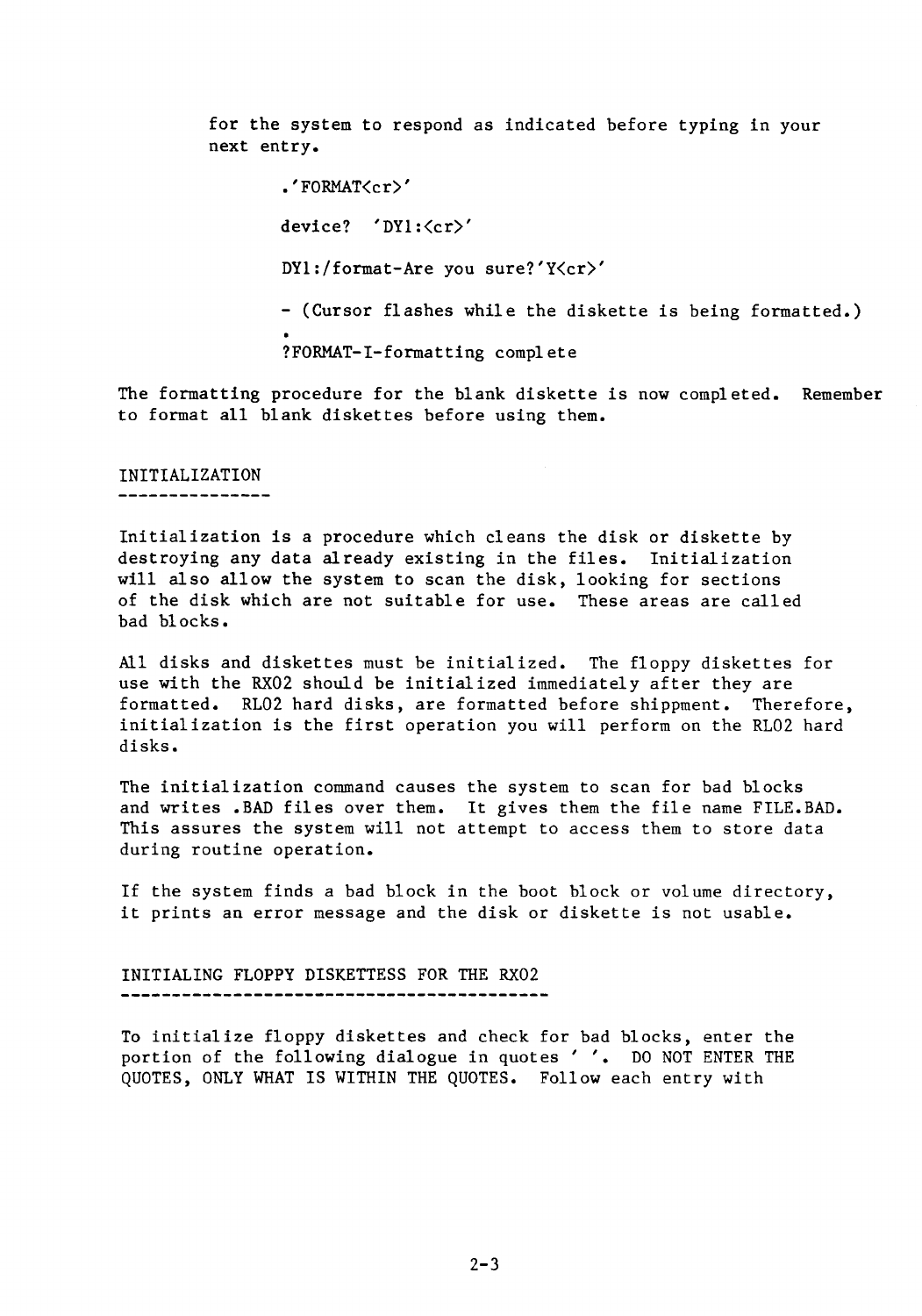for the system to respond as indicated before typing in your next entry.

```
.'FORMAT<cr>'

device?  'DY1:<cr>'

DY1:/format-Are you sure?'Y<cr>'

- (Cursor flashes while the diskette is being formatted.)
.
?FORMAT-I-formatting complete
```

The formatting procedure for the blank diskette is now completed. Remember to format all blank diskettes before using them.

## INITIALIZATION

Initialization is a procedure which cleans the disk or diskette by destroying any data already existing in the files. Initialization will also allow the system to scan the disk, looking for sections of the disk which are not suitable for use. These areas are called bad blocks.

All disks and diskettes must be initialized. The floppy diskettes for use with the RX02 should be initialized immediately after they are formatted. RL02 hard disks, are formatted before shippment. Therefore, initialization is the first operation you will perform on the RL02 hard disks.

The initialization command causes the system to scan for bad blocks and writes .BAD files over them. It gives them the file name FILE.BAD. This assures the system will not attempt to access them to store data during routine operation.

If the system finds a bad block in the boot block or volume directory, it prints an error message and the disk or diskette is not usable.

## INITIALING FLOPPY DISKETTESS FOR THE RX02

To initialize floppy diskettes and check for bad blocks, enter the portion of the following dialogue in quotes ' '. DO NOT ENTER THE QUOTES, ONLY WHAT IS WITHIN THE QUOTES. Follow each entry with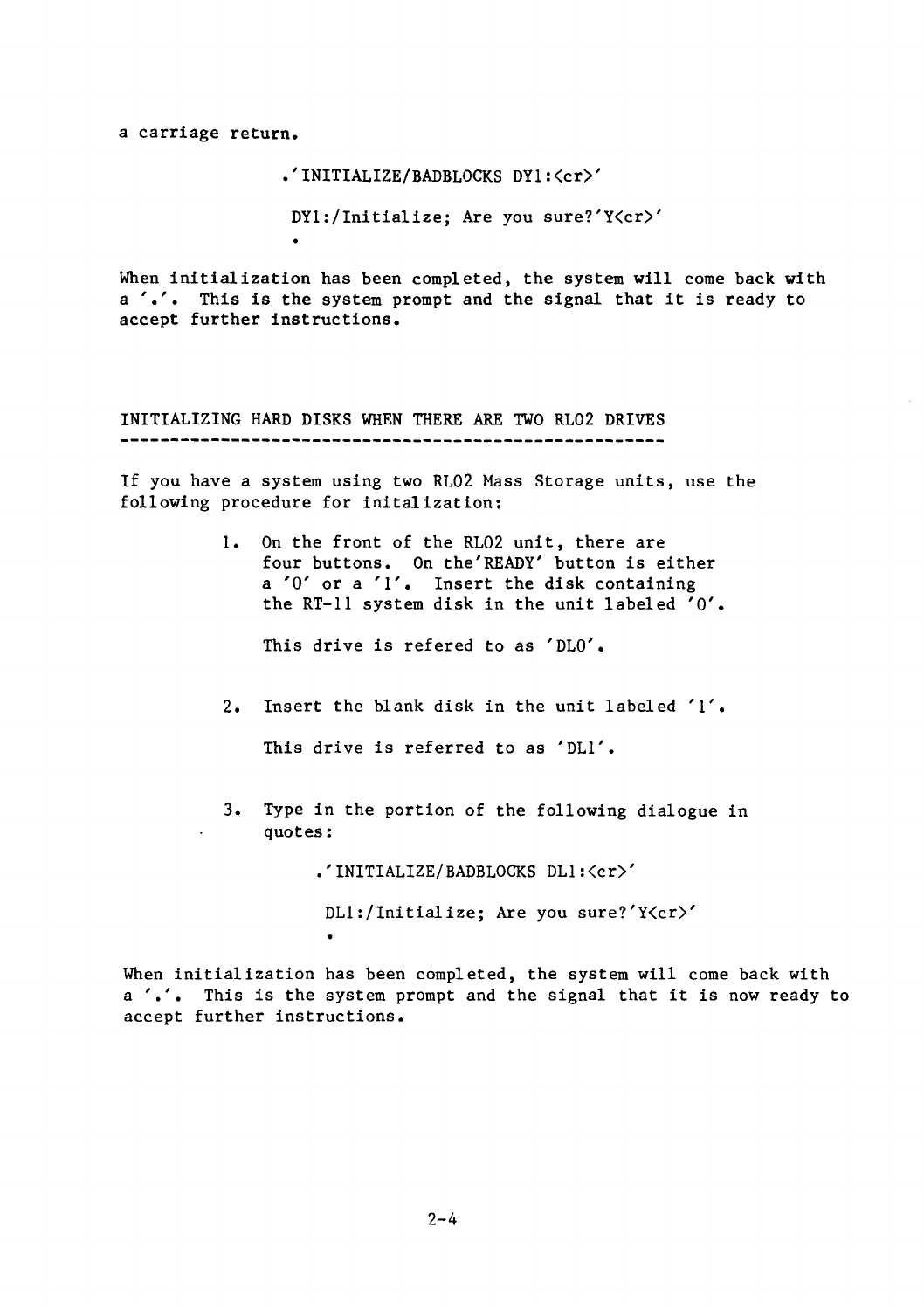a carriage return.

```
.'INITIALIZE/BADBLOCKS DY1:<cr>'

 DY1:/Initialize; Are you sure?'Y<cr>'
 .
```

When initialization has been completed, the system will come back with a '.'. This is the system prompt and the signal that it is ready to accept further instructions.

## INITIALIZING HARD DISKS WHEN THERE ARE TWO RL02 DRIVES

If you have a system using two RL02 Mass Storage units, use the following procedure for initalization:

1. On the front of the RL02 unit, there are four buttons. On the'READY' button is either a '0' or a '1'. Insert the disk containing the RT-11 system disk in the unit labeled '0'.

   This drive is refered to as 'DL0'.

2. Insert the blank disk in the unit labeled '1'.

   This drive is referred to as 'DL1'.

3. Type in the portion of the following dialogue in quotes:

   ```
   .'INITIALIZE/BADBLOCKS DL1:<cr>'

    DL1:/Initialize; Are you sure?'Y<cr>'
    .
   ```

When initialization has been completed, the system will come back with a '.'. This is the system prompt and the signal that it is now ready to accept further instructions.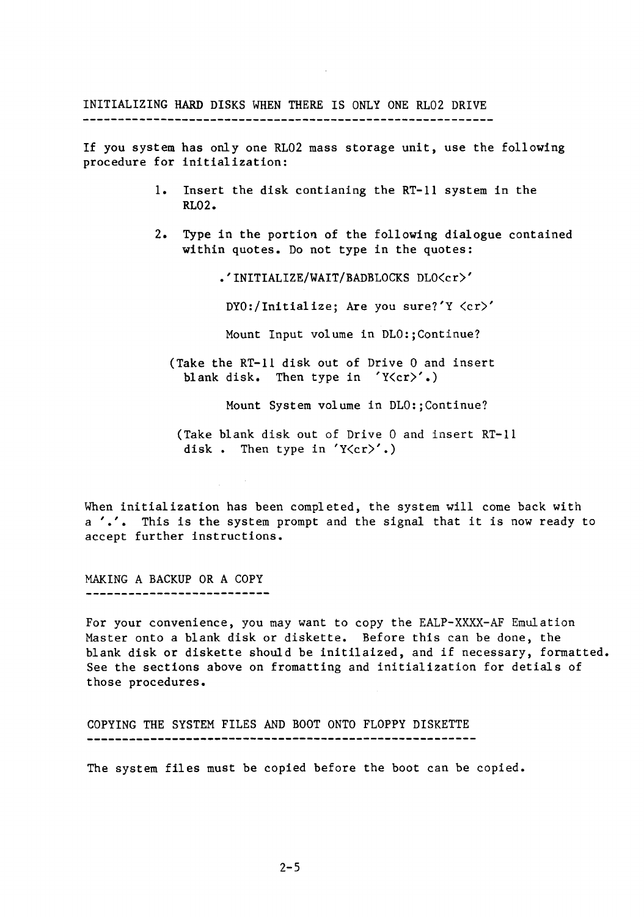## INITIALIZING HARD DISKS WHEN THERE IS ONLY ONE RL02 DRIVE

If you system has only one RL02 mass storage unit, use the following procedure for initialization:

1. Insert the disk contianing the RT-11 system in the RL02.

2. Type in the portion of the following dialogue contained within quotes. Do not type in the quotes:

   ```
   .'INITIALIZE/WAIT/BADBLOCKS DL0<cr>'

   DY0:/Initialize; Are you sure?'Y <cr>'

   Mount Input volume in DL0:;Continue?
   ```

   (Take the RT-11 disk out of Drive 0 and insert blank disk. Then type in 'Y<cr>'.)

   ```
   Mount System volume in DL0:;Continue?
   ```

   (Take blank disk out of Drive 0 and insert RT-11 disk . Then type in 'Y<cr>'.)

When initialization has been completed, the system will come back with a '.'. This is the system prompt and the signal that it is now ready to accept further instructions.

## MAKING A BACKUP OR A COPY

For your convenience, you may want to copy the EALP-XXXX-AF Emulation Master onto a blank disk or diskette. Before this can be done, the blank disk or diskette should be initilaized, and if necessary, formatted. See the sections above on fromatting and initialization for detials of those procedures.

## COPYING THE SYSTEM FILES AND BOOT ONTO FLOPPY DISKETTE

The system files must be copied before the boot can be copied.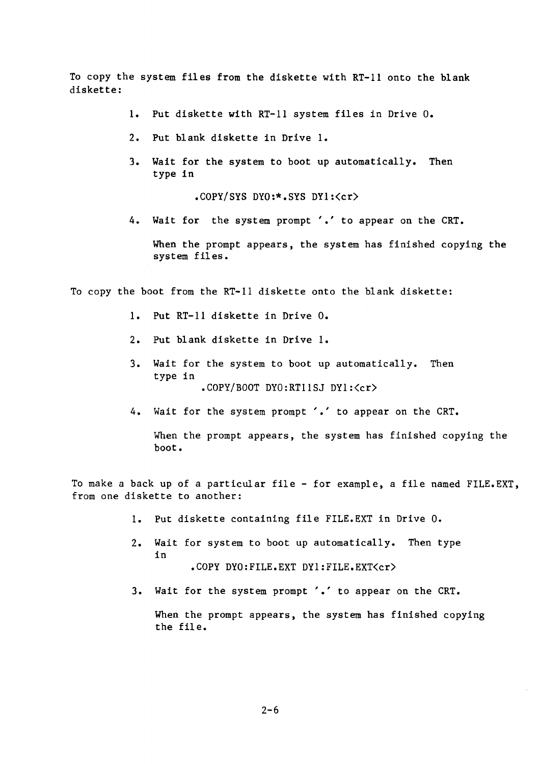To copy the system files from the diskette with RT-11 onto the blank diskette:

1. Put diskette with RT-11 system files in Drive 0.

2. Put blank diskette in Drive 1.

3. Wait for the system to boot up automatically. Then type in

   ```
   .COPY/SYS DY0:*.SYS DY1:<cr>
   ```

4. Wait for the system prompt '.' to appear on the CRT.

   When the prompt appears, the system has finished copying the system files.

To copy the boot from the RT-11 diskette onto the blank diskette:

1. Put RT-11 diskette in Drive 0.

2. Put blank diskette in Drive 1.

3. Wait for the system to boot up automatically. Then type in

   ```
   .COPY/BOOT DY0:RT11SJ DY1:<cr>
   ```

4. Wait for the system prompt '.' to appear on the CRT.

   When the prompt appears, the system has finished copying the boot.

To make a back up of a particular file - for example, a file named FILE.EXT, from one diskette to another:

1. Put diskette containing file FILE.EXT in Drive 0.

2. Wait for system to boot up automatically. Then type in

   ```
   .COPY DY0:FILE.EXT DY1:FILE.EXT<cr>
   ```

3. Wait for the system prompt '.' to appear on the CRT.

   When the prompt appears, the system has finished copying the file.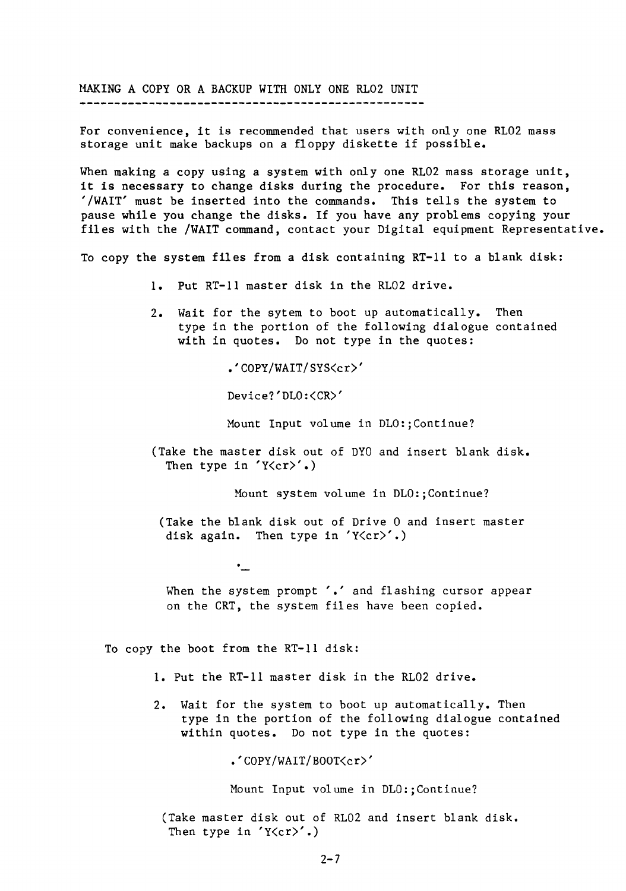## MAKING A COPY OR A BACKUP WITH ONLY ONE RL02 UNIT

For convenience, it is recommended that users with only one RL02 mass storage unit make backups on a floppy diskette if possible.

When making a copy using a system with only one RL02 mass storage unit, it is necessary to change disks during the procedure. For this reason, '/WAIT' must be inserted into the commands. This tells the system to pause while you change the disks. If you have any problems copying your files with the /WAIT command, contact your Digital equipment Representative.

To copy the system files from a disk containing RT-11 to a blank disk:

1. Put RT-11 master disk in the RL02 drive.

2. Wait for the sytem to boot up automatically. Then type in the portion of the following dialogue contained with in quotes. Do not type in the quotes:

```
.'COPY/WAIT/SYS<cr>'

Device?'DL0:<CR>'

Mount Input volume in DL0:;Continue?
```

(Take the master disk out of DY0 and insert blank disk. Then type in 'Y<cr>'.)

```
Mount system volume in DL0:;Continue?
```

(Take the blank disk out of Drive 0 and insert master disk again. Then type in 'Y<cr>'.)

```
._
```

When the system prompt '.' and flashing cursor appear on the CRT, the system files have been copied.

To copy the boot from the RT-11 disk:

1. Put the RT-11 master disk in the RL02 drive.

2. Wait for the system to boot up automatically. Then type in the portion of the following dialogue contained within quotes. Do not type in the quotes:

```
.'COPY/WAIT/BOOT<cr>'

Mount Input volume in DL0:;Continue?
```

(Take master disk out of RL02 and insert blank disk. Then type in 'Y<cr>'.)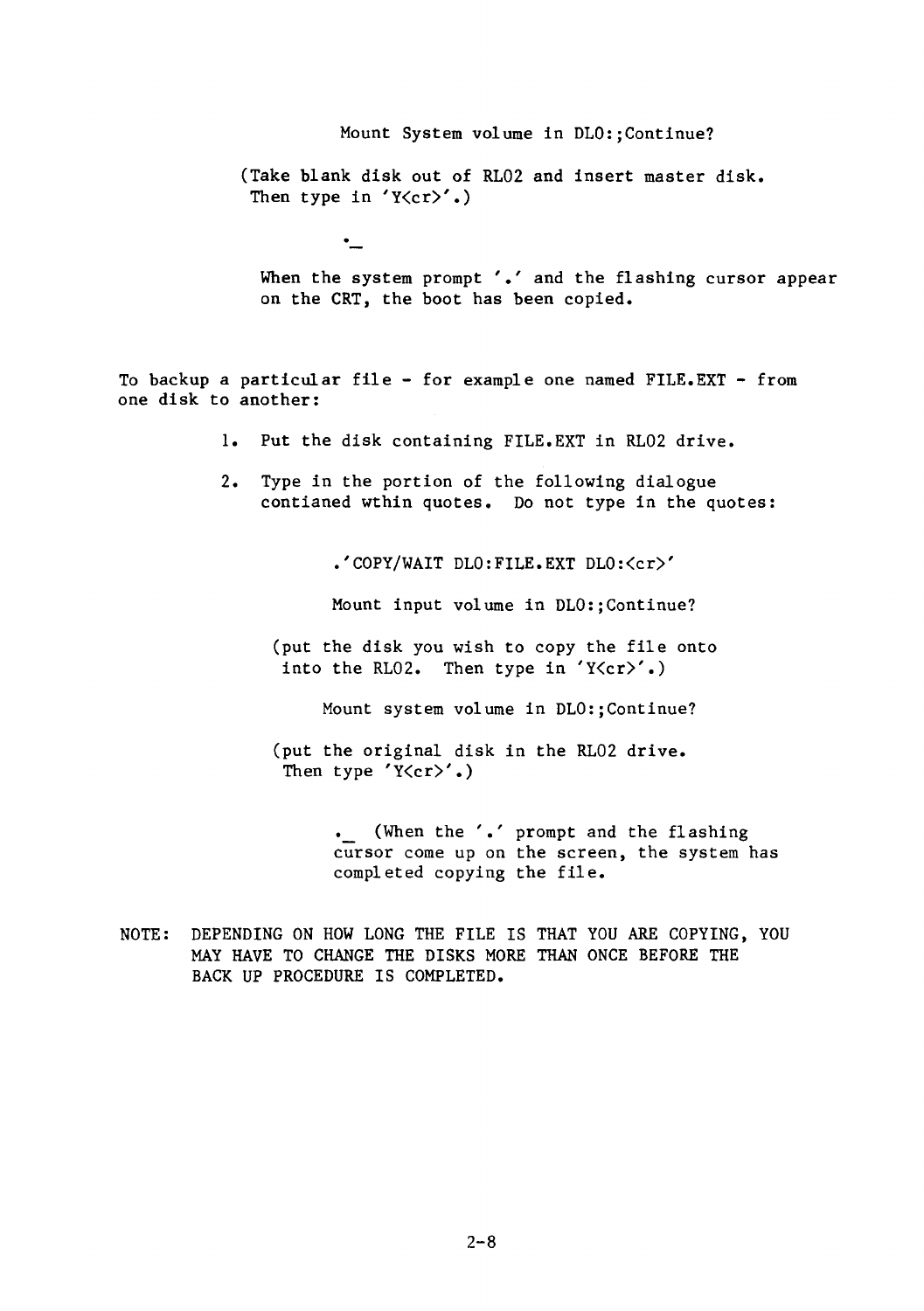Mount System volume in DL0:;Continue?

(Take blank disk out of RL02 and insert master disk. Then type in 'Y<cr>'.)

.\_

When the system prompt '.' and the flashing cursor appear on the CRT, the boot has been copied.

To backup a particular file - for example one named FILE.EXT - from one disk to another:

1. Put the disk containing FILE.EXT in RL02 drive.

2. Type in the portion of the following dialogue contianed wthin quotes. Do not type in the quotes:

   .'COPY/WAIT DL0:FILE.EXT DL0:<cr>'

   Mount input volume in DL0:;Continue?

   (put the disk you wish to copy the file onto into the RL02. Then type in 'Y<cr>'.)

   Mount system volume in DL0:;Continue?

   (put the original disk in the RL02 drive. Then type 'Y<cr>'.)

   .\_ (When the '.' prompt and the flashing cursor come up on the screen, the system has completed copying the file.

NOTE: DEPENDING ON HOW LONG THE FILE IS THAT YOU ARE COPYING, YOU MAY HAVE TO CHANGE THE DISKS MORE THAN ONCE BEFORE THE BACK UP PROCEDURE IS COMPLETED.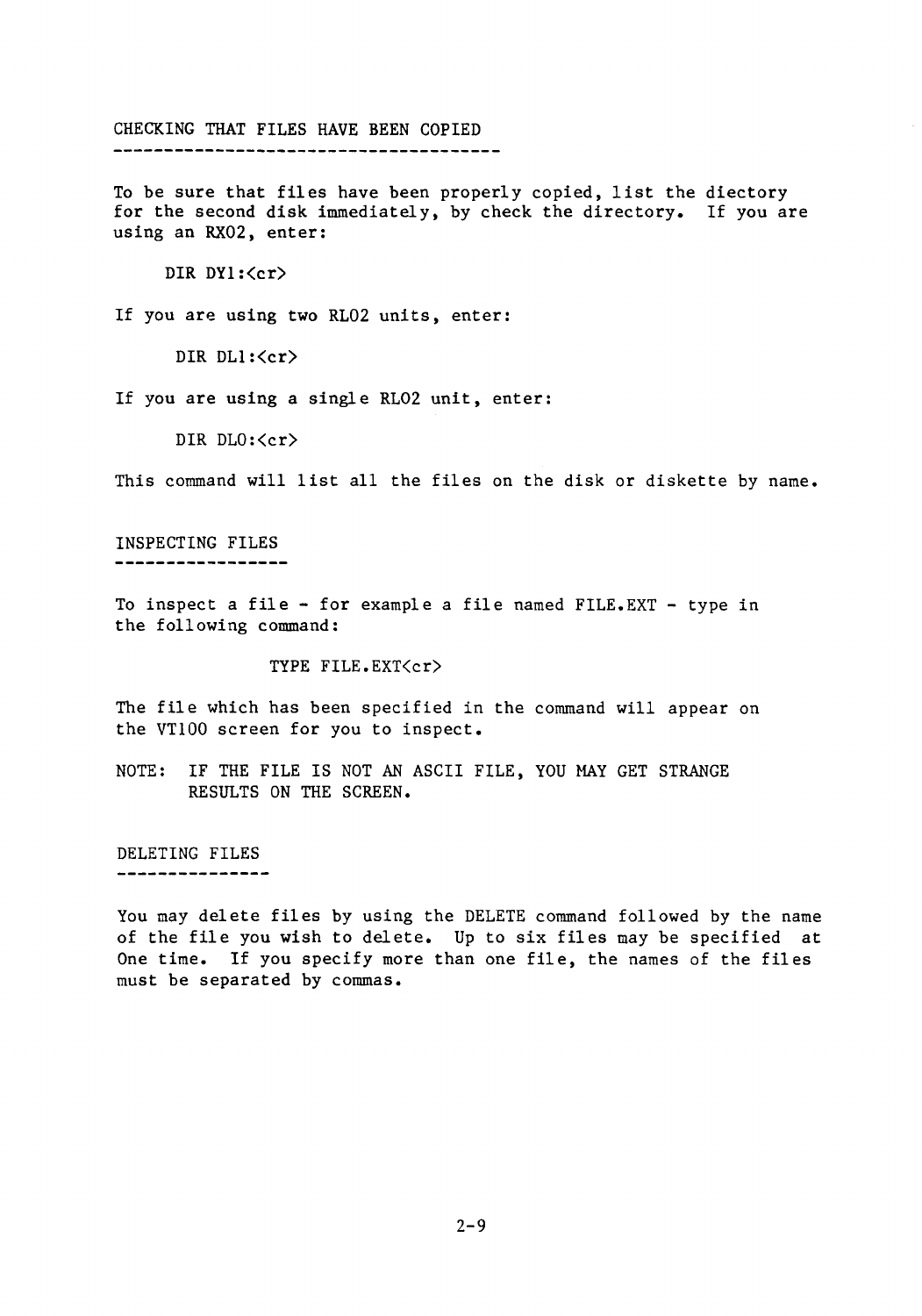## CHECKING THAT FILES HAVE BEEN COPIED

To be sure that files have been properly copied, list the diectory for the second disk immediately, by check the directory. If you are using an RX02, enter:

```
DIR DY1:<cr>
```

If you are using two RL02 units, enter:

```
DIR DL1:<cr>
```

If you are using a single RL02 unit, enter:

```
DIR DL0:<cr>
```

This command will list all the files on the disk or diskette by name.

## INSPECTING FILES

To inspect a file - for example a file named FILE.EXT - type in the following command:

```
TYPE FILE.EXT<cr>
```

The file which has been specified in the command will appear on the VT100 screen for you to inspect.

NOTE: IF THE FILE IS NOT AN ASCII FILE, YOU MAY GET STRANGE RESULTS ON THE SCREEN.

## DELETING FILES

You may delete files by using the DELETE command followed by the name of the file you wish to delete. Up to six files may be specified at One time. If you specify more than one file, the names of the files must be separated by commas.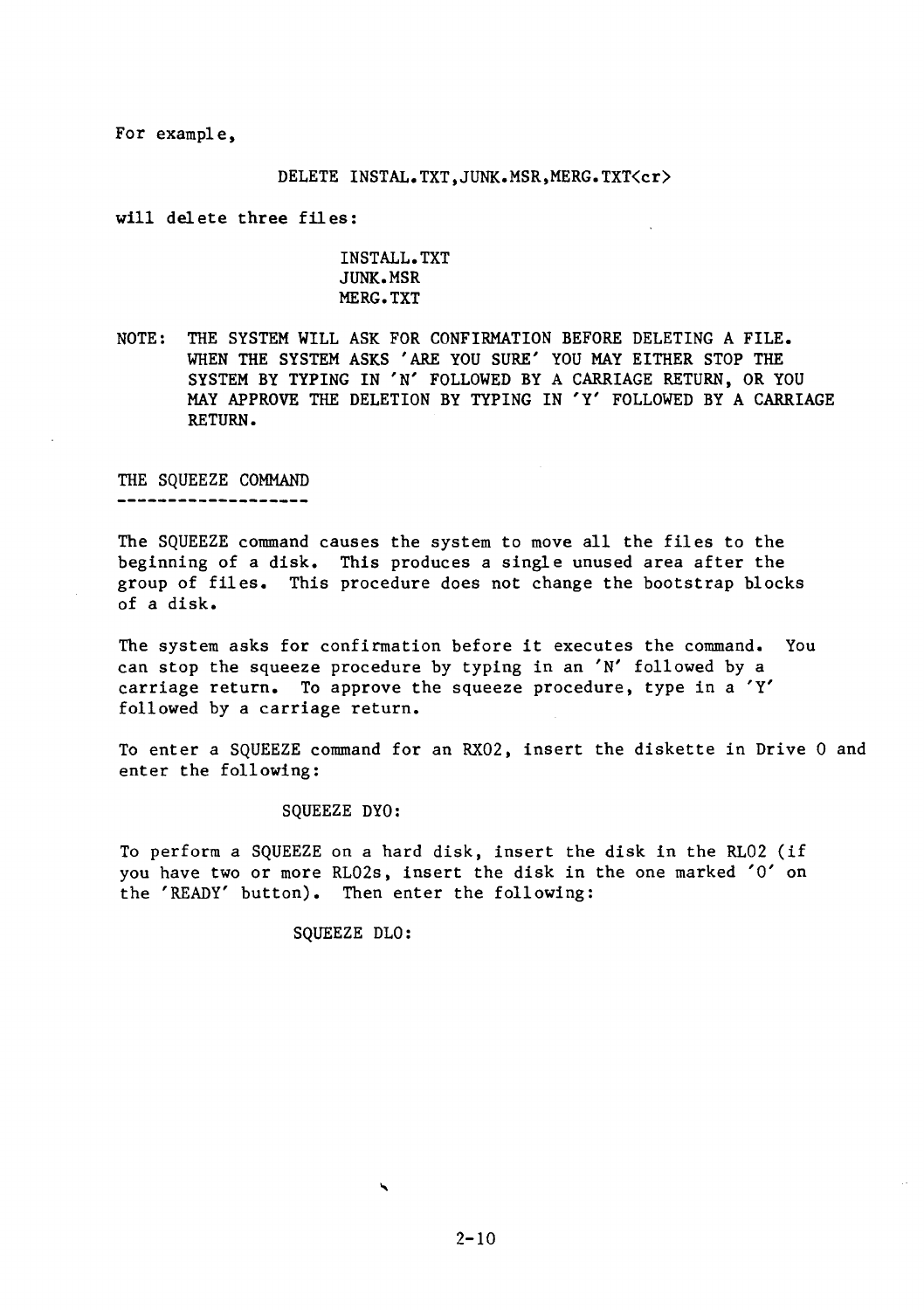For example,

```
DELETE INSTAL.TXT,JUNK.MSR,MERG.TXT<cr>
```

will delete three files:

```
INSTALL.TXT
JUNK.MSR
MERG.TXT
```

NOTE: THE SYSTEM WILL ASK FOR CONFIRMATION BEFORE DELETING A FILE. WHEN THE SYSTEM ASKS 'ARE YOU SURE' YOU MAY EITHER STOP THE SYSTEM BY TYPING IN 'N' FOLLOWED BY A CARRIAGE RETURN, OR YOU MAY APPROVE THE DELETION BY TYPING IN 'Y' FOLLOWED BY A CARRIAGE RETURN.

## THE SQUEEZE COMMAND

The SQUEEZE command causes the system to move all the files to the beginning of a disk. This produces a single unused area after the group of files. This procedure does not change the bootstrap blocks of a disk.

The system asks for confirmation before it executes the command. You can stop the squeeze procedure by typing in an 'N' followed by a carriage return. To approve the squeeze procedure, type in a 'Y' followed by a carriage return.

To enter a SQUEEZE command for an RX02, insert the diskette in Drive 0 and enter the following:

```
SQUEEZE DY0:
```

To perform a SQUEEZE on a hard disk, insert the disk in the RL02 (if you have two or more RL02s, insert the disk in the one marked '0' on the 'READY' button). Then enter the following:

```
SQUEEZE DL0:
```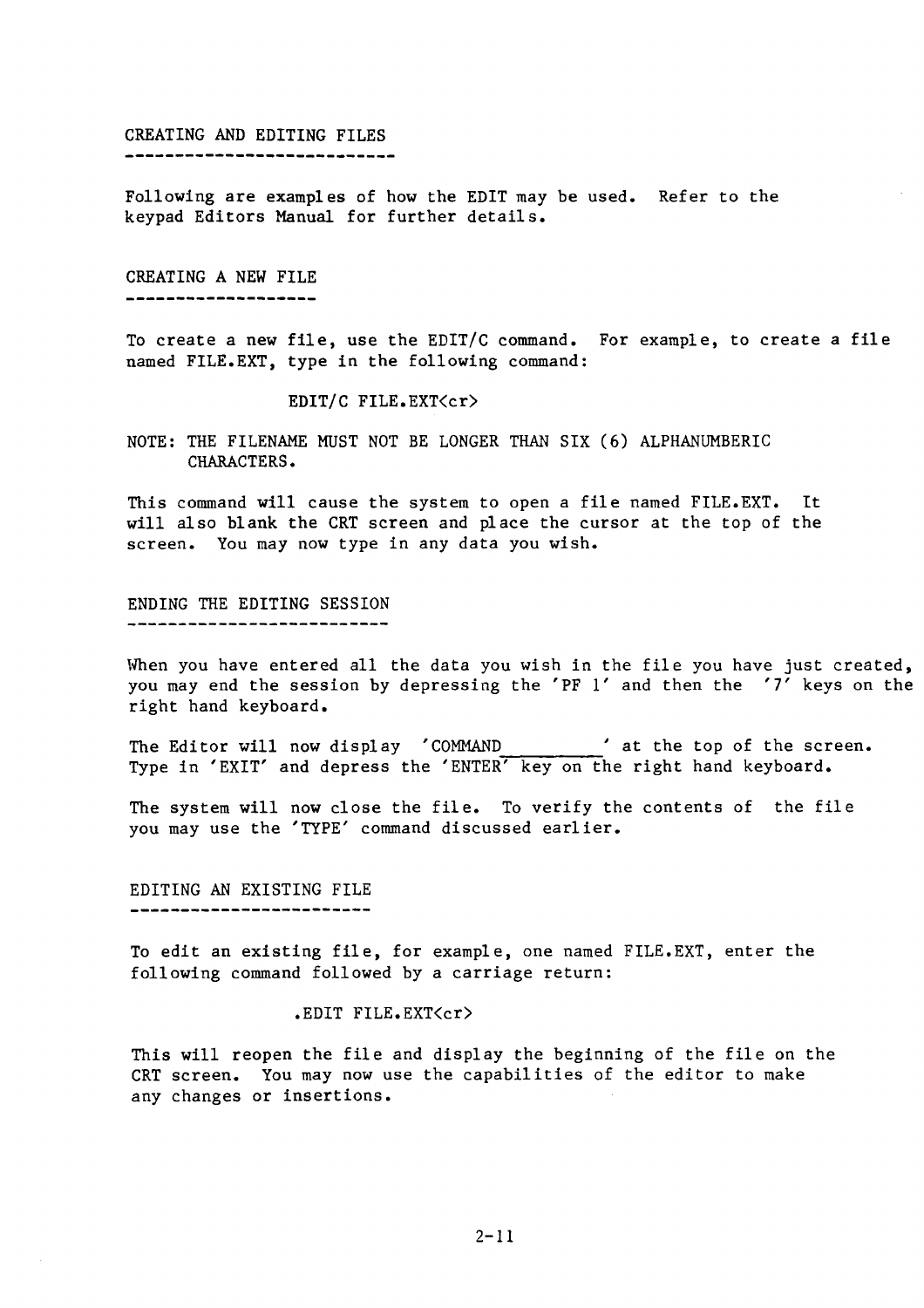## CREATING AND EDITING FILES

Following are examples of how the EDIT may be used. Refer to the keypad Editors Manual for further details.

### CREATING A NEW FILE

To create a new file, use the EDIT/C command. For example, to create a file named FILE.EXT, type in the following command:

```
EDIT/C FILE.EXT<cr>
```

NOTE: THE FILENAME MUST NOT BE LONGER THAN SIX (6) ALPHANUMBERIC CHARACTERS.

This command will cause the system to open a file named FILE.EXT. It will also blank the CRT screen and place the cursor at the top of the screen. You may now type in any data you wish.

### ENDING THE EDITING SESSION

When you have entered all the data you wish in the file you have just created, you may end the session by depressing the 'PF 1' and then the '7' keys on the right hand keyboard.

The Editor will now display 'COMMAND________' at the top of the screen. Type in 'EXIT' and depress the 'ENTER' key on the right hand keyboard.

The system will now close the file. To verify the contents of the file you may use the 'TYPE' command discussed earlier.

### EDITING AN EXISTING FILE

To edit an existing file, for example, one named FILE.EXT, enter the following command followed by a carriage return:

```
.EDIT FILE.EXT<cr>
```

This will reopen the file and display the beginning of the file on the CRT screen. You may now use the capabilities of the editor to make any changes or insertions.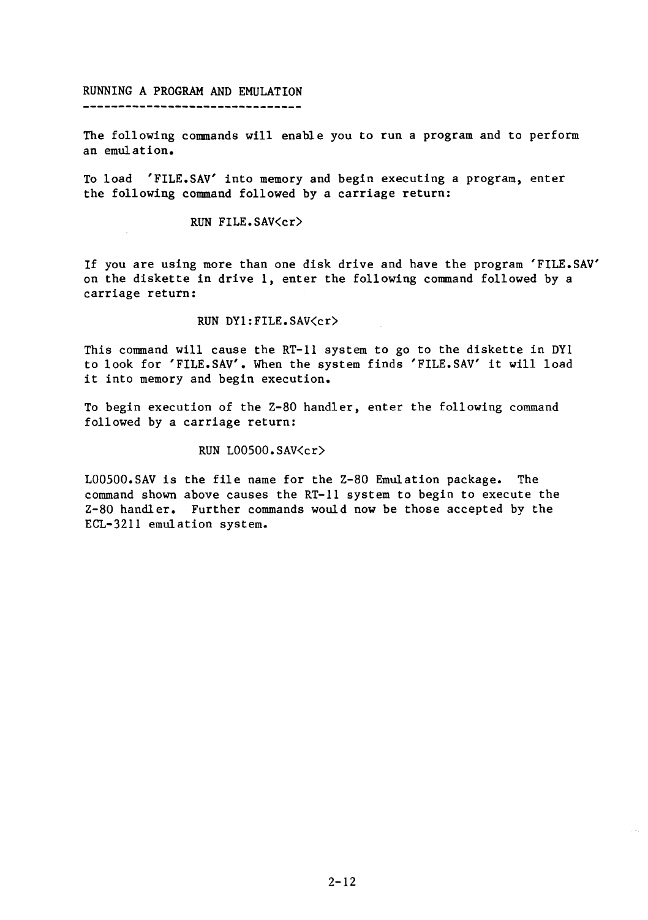## RUNNING A PROGRAM AND EMULATION

The following commands will enable you to run a program and to perform an emulation.

To load 'FILE.SAV' into memory and begin executing a program, enter the following command followed by a carriage return:

```
RUN FILE.SAV<cr>
```

If you are using more than one disk drive and have the program 'FILE.SAV' on the diskette in drive 1, enter the following command followed by a carriage return:

```
RUN DY1:FILE.SAV<cr>
```

This command will cause the RT-11 system to go to the diskette in DY1 to look for 'FILE.SAV'. When the system finds 'FILE.SAV' it will load it into memory and begin execution.

To begin execution of the Z-80 handler, enter the following command followed by a carriage return:

```
RUN L00500.SAV<cr>
```

L00500.SAV is the file name for the Z-80 Emulation package. The command shown above causes the RT-11 system to begin to execute the Z-80 handler. Further commands would now be those accepted by the ECL-3211 emulation system.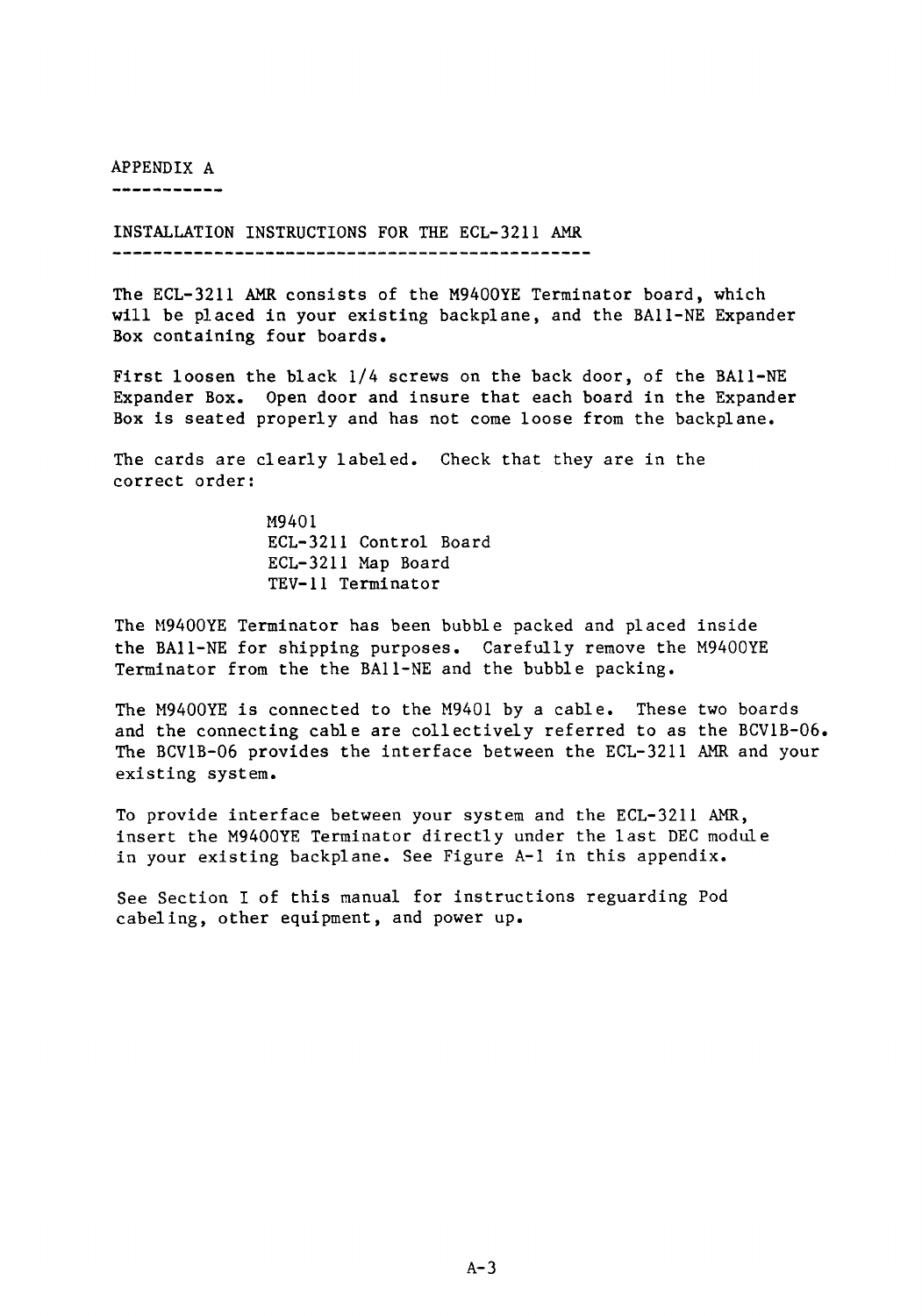# APPENDIX A

## INSTALLATION INSTRUCTIONS FOR THE ECL-3211 AMR

The ECL-3211 AMR consists of the M9400YE Terminator board, which will be placed in your existing backplane, and the BA11-NE Expander Box containing four boards.

First loosen the black 1/4 screws on the back door, of the BA11-NE Expander Box. Open door and insure that each board in the Expander Box is seated properly and has not come loose from the backplane.

The cards are clearly labeled. Check that they are in the correct order:

M9401
ECL-3211 Control Board
ECL-3211 Map Board
TEV-11 Terminator

The M9400YE Terminator has been bubble packed and placed inside the BA11-NE for shipping purposes. Carefully remove the M9400YE Terminator from the the BA11-NE and the bubble packing.

The M9400YE is connected to the M9401 by a cable. These two boards and the connecting cable are collectively referred to as the BCV1B-06. The BCV1B-06 provides the interface between the ECL-3211 AMR and your existing system.

To provide interface between your system and the ECL-3211 AMR, insert the M9400YE Terminator directly under the last DEC module in your existing backplane. See Figure A-1 in this appendix.

See Section I of this manual for instructions reguarding Pod cabeling, other equipment, and power up.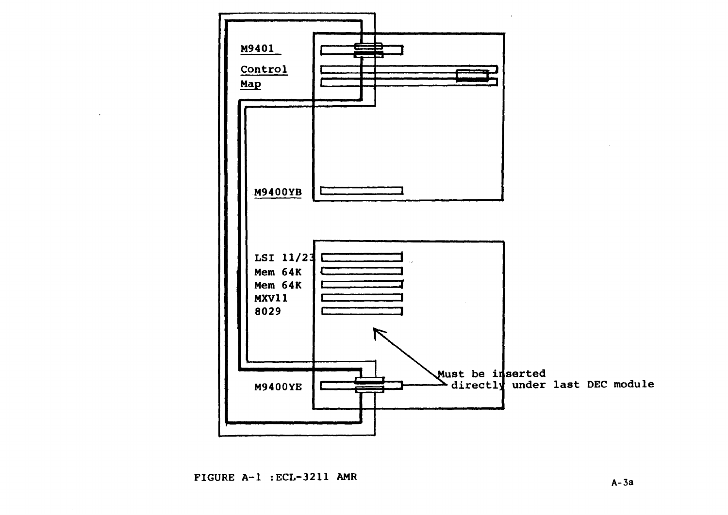M9401

Control

Map

M9400YB

LSI 11/23

Mem 64K

Mem 64K

MXV11

8029

M9400YE

Must be inserted directly under last DEC module

FIGURE A-1 :ECL-3211 AMR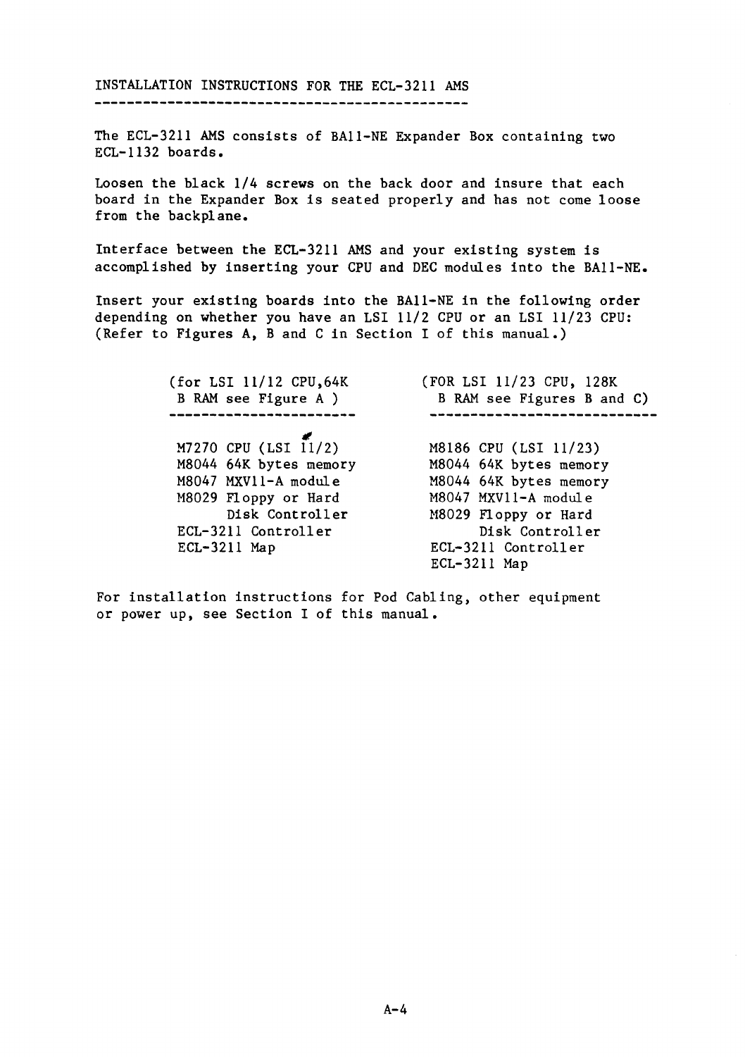## INSTALLATION INSTRUCTIONS FOR THE ECL-3211 AMS

The ECL-3211 AMS consists of BA11-NE Expander Box containing two ECL-1132 boards.

Loosen the black 1/4 screws on the back door and insure that each board in the Expander Box is seated properly and has not come loose from the backplane.

Interface between the ECL-3211 AMS and your existing system is accomplished by inserting your CPU and DEC modules into the BA11-NE.

Insert your existing boards into the BA11-NE in the following order depending on whether you have an LSI 11/2 CPU or an LSI 11/23 CPU: (Refer to Figures A, B and C in Section I of this manual.)

| (for LSI 11/12 CPU,64K B RAM see Figure A ) | (FOR LSI 11/23 CPU, 128K B RAM see Figures B and C) |
|---|---|
| M7270 CPU (LSI 11/2) | M8186 CPU (LSI 11/23) |
| M8044 64K bytes memory | M8044 64K bytes memory |
| M8047 MXV11-A module | M8044 64K bytes memory |
| M8029 Floppy or Hard Disk Controller | M8047 MXV11-A module |
| ECL-3211 Controller | M8029 Floppy or Hard Disk Controller |
| ECL-3211 Map | ECL-3211 Controller |
| | ECL-3211 Map |

For installation instructions for Pod Cabling, other equipment or power up, see Section I of this manual.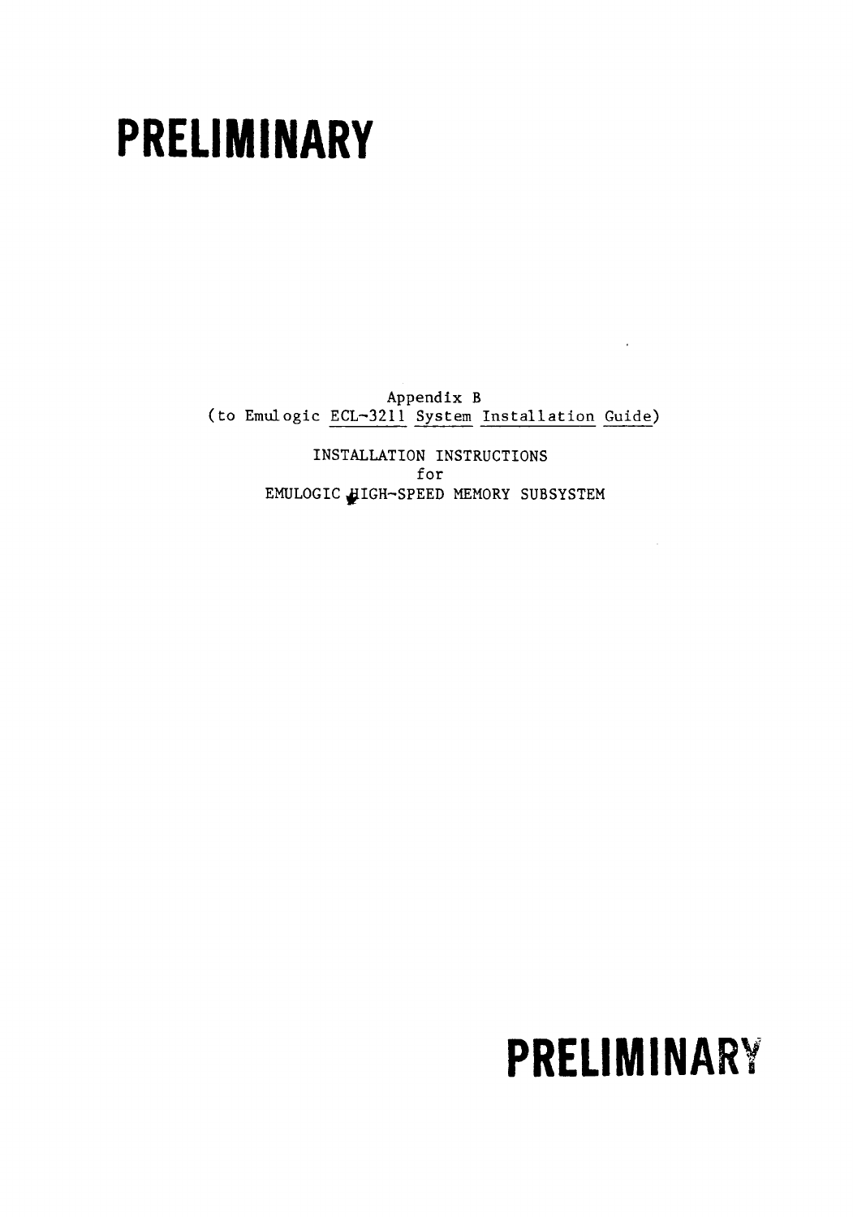# PRELIMINARY

Appendix B
(to Emulogic ECL-3211 System Installation Guide)

INSTALLATION INSTRUCTIONS
for
EMULOGIC HIGH-SPEED MEMORY SUBSYSTEM

# PRELIMINARY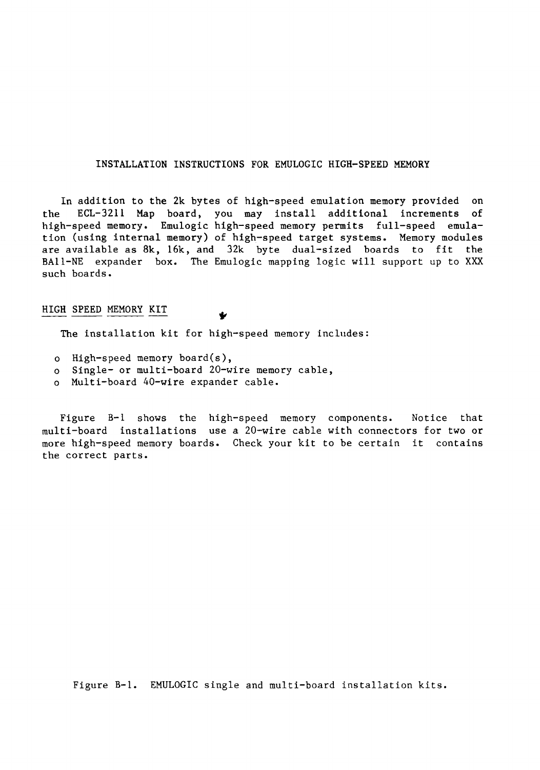# INSTALLATION INSTRUCTIONS FOR EMULOGIC HIGH-SPEED MEMORY

In addition to the 2k bytes of high-speed emulation memory provided on the ECL-3211 Map board, you may install additional increments of high-speed memory. Emulogic high-speed memory permits full-speed emulation (using internal memory) of high-speed target systems. Memory modules are available as 8k, 16k, and 32k byte dual-sized boards to fit the BA11-NE expander box. The Emulogic mapping logic will support up to XXX such boards.

## HIGH SPEED MEMORY KIT

The installation kit for high-speed memory includes:

- o High-speed memory board(s),
- o Single- or multi-board 20-wire memory cable,
- o Multi-board 40-wire expander cable.

Figure B-1 shows the high-speed memory components. Notice that multi-board installations use a 20-wire cable with connectors for two or more high-speed memory boards. Check your kit to be certain it contains the correct parts.

Figure B-1. EMULOGIC single and multi-board installation kits.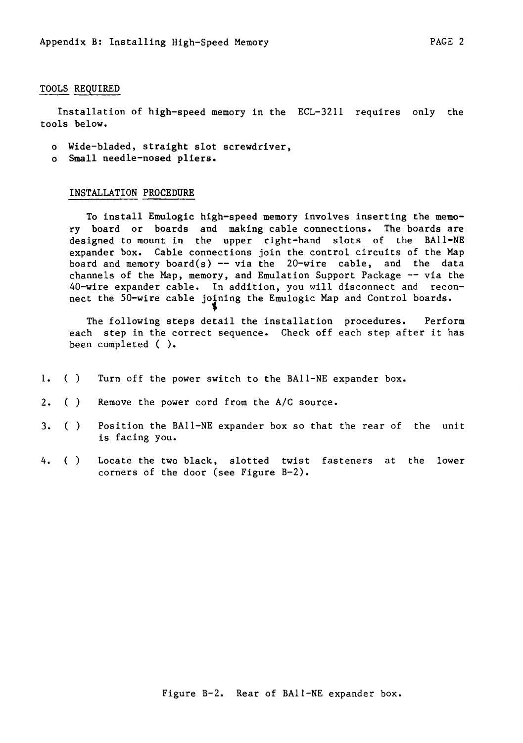## TOOLS REQUIRED

Installation of high-speed memory in the ECL-3211 requires only the tools below.

- o Wide-bladed, straight slot screwdriver,
- o Small needle-nosed pliers.

### INSTALLATION PROCEDURE

To install Emulogic high-speed memory involves inserting the memory board or boards and making cable connections. The boards are designed to mount in the upper right-hand slots of the BA11-NE expander box. Cable connections join the control circuits of the Map board and memory board(s) -- via the 20-wire cable, and the data channels of the Map, memory, and Emulation Support Package -- via the 40-wire expander cable. In addition, you will disconnect and reconnect the 50-wire cable joining the Emulogic Map and Control boards.

The following steps detail the installation procedures. Perform each step in the correct sequence. Check off each step after it has been completed ( ).

1. ( ) Turn off the power switch to the BA11-NE expander box.

2. ( ) Remove the power cord from the A/C source.

3. ( ) Position the BA11-NE expander box so that the rear of the unit is facing you.

4. ( ) Locate the two black, slotted twist fasteners at the lower corners of the door (see Figure B-2).

Figure B-2. Rear of BA11-NE expander box.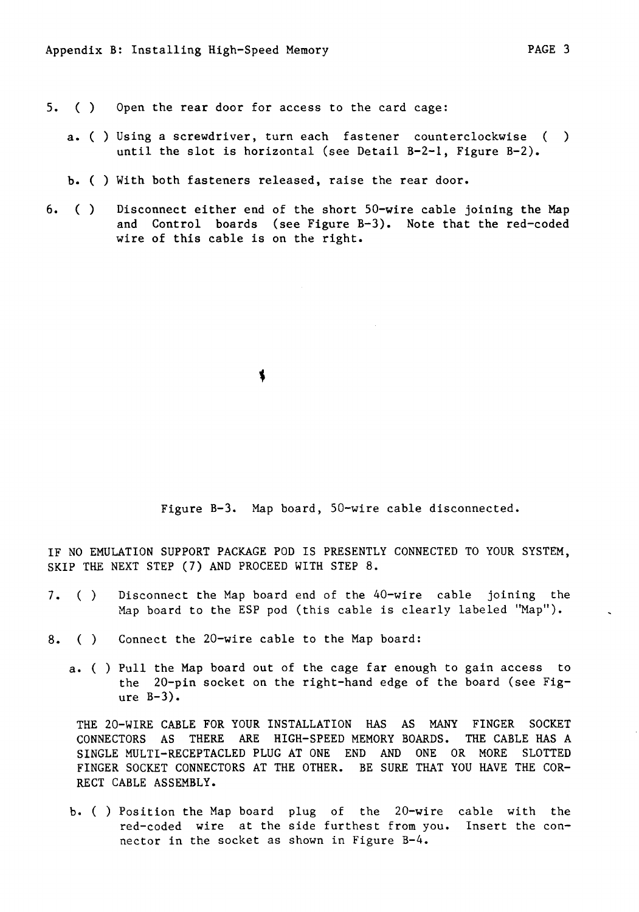5. ( ) Open the rear door for access to the card cage:

   a. ( ) Using a screwdriver, turn each fastener counterclockwise ( ) until the slot is horizontal (see Detail B-2-1, Figure B-2).

   b. ( ) With both fasteners released, raise the rear door.

6. ( ) Disconnect either end of the short 50-wire cable joining the Map and Control boards (see Figure B-3). Note that the red-coded wire of this cable is on the right.

Figure B-3. Map board, 50-wire cable disconnected.

IF NO EMULATION SUPPORT PACKAGE POD IS PRESENTLY CONNECTED TO YOUR SYSTEM, SKIP THE NEXT STEP (7) AND PROCEED WITH STEP 8.

7. ( ) Disconnect the Map board end of the 40-wire cable joining the Map board to the ESP pod (this cable is clearly labeled "Map").

8. ( ) Connect the 20-wire cable to the Map board:

   a. ( ) Pull the Map board out of the cage far enough to gain access to the 20-pin socket on the right-hand edge of the board (see Figure B-3).

   THE 20-WIRE CABLE FOR YOUR INSTALLATION HAS AS MANY FINGER SOCKET CONNECTORS AS THERE ARE HIGH-SPEED MEMORY BOARDS. THE CABLE HAS A SINGLE MULTI-RECEPTACLED PLUG AT ONE END AND ONE OR MORE SLOTTED FINGER SOCKET CONNECTORS AT THE OTHER. BE SURE THAT YOU HAVE THE CORRECT CABLE ASSEMBLY.

   b. ( ) Position the Map board plug of the 20-wire cable with the red-coded wire at the side furthest from you. Insert the connector in the socket as shown in Figure B-4.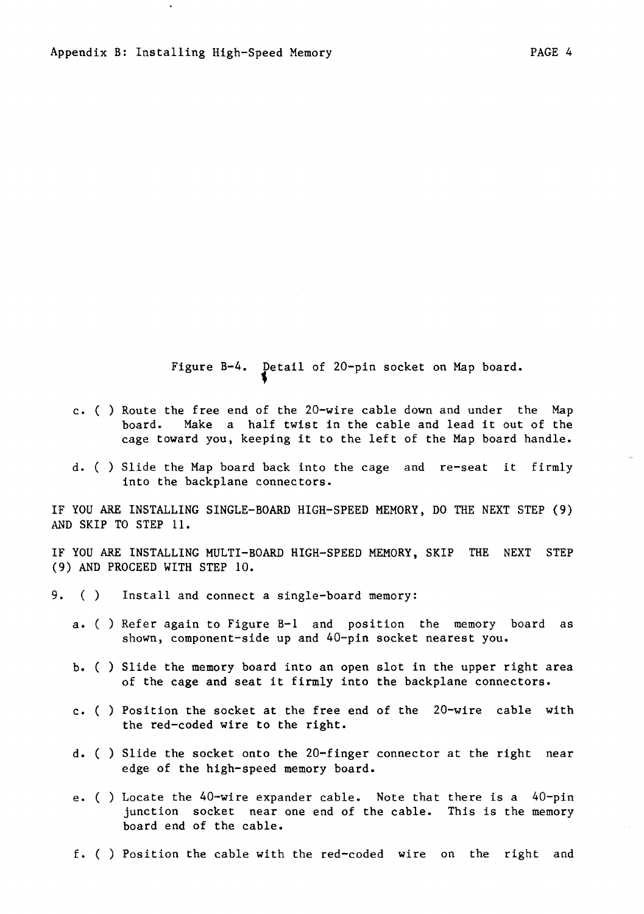Figure B-4. Detail of 20-pin socket on Map board.

c. ( ) Route the free end of the 20-wire cable down and under the Map board. Make a half twist in the cable and lead it out of the cage toward you, keeping it to the left of the Map board handle.

d. ( ) Slide the Map board back into the cage and re-seat it firmly into the backplane connectors.

IF YOU ARE INSTALLING SINGLE-BOARD HIGH-SPEED MEMORY, DO THE NEXT STEP (9) AND SKIP TO STEP 11.

IF YOU ARE INSTALLING MULTI-BOARD HIGH-SPEED MEMORY, SKIP THE NEXT STEP (9) AND PROCEED WITH STEP 10.

9. ( ) Install and connect a single-board memory:

   a. ( ) Refer again to Figure B-1 and position the memory board as shown, component-side up and 40-pin socket nearest you.

   b. ( ) Slide the memory board into an open slot in the upper right area of the cage and seat it firmly into the backplane connectors.

   c. ( ) Position the socket at the free end of the 20-wire cable with the red-coded wire to the right.

   d. ( ) Slide the socket onto the 20-finger connector at the right near edge of the high-speed memory board.

   e. ( ) Locate the 40-wire expander cable. Note that there is a 40-pin junction socket near one end of the cable. This is the memory board end of the cable.

   f. ( ) Position the cable with the red-coded wire on the right and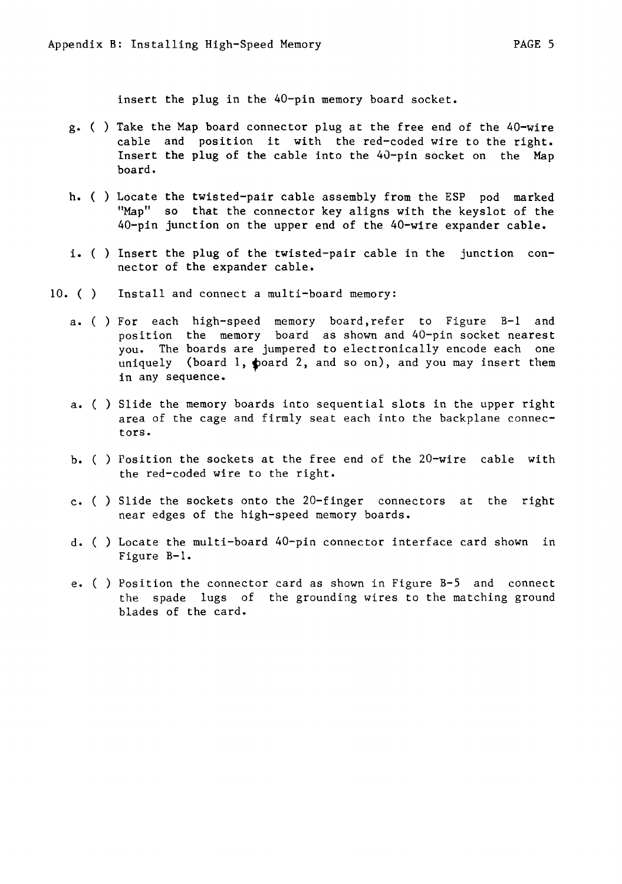insert the plug in the 40-pin memory board socket.

g. ( ) Take the Map board connector plug at the free end of the 40-wire cable and position it with the red-coded wire to the right. Insert the plug of the cable into the 40-pin socket on the Map board.

h. ( ) Locate the twisted-pair cable assembly from the ESP pod marked "Map" so that the connector key aligns with the keyslot of the 40-pin junction on the upper end of the 40-wire expander cable.

i. ( ) Insert the plug of the twisted-pair cable in the junction connector of the expander cable.

10. ( ) Install and connect a multi-board memory:

a. ( ) For each high-speed memory board,refer to Figure B-1 and position the memory board as shown and 40-pin socket nearest you. The boards are jumpered to electronically encode each one uniquely (board 1, board 2, and so on), and you may insert them in any sequence.

a. ( ) Slide the memory boards into sequential slots in the upper right area of the cage and firmly seat each into the backplane connectors.

b. ( ) Position the sockets at the free end of the 20-wire cable with the red-coded wire to the right.

c. ( ) Slide the sockets onto the 20-finger connectors at the right near edges of the high-speed memory boards.

d. ( ) Locate the multi-board 40-pin connector interface card shown in Figure B-1.

e. ( ) Position the connector card as shown in Figure B-5 and connect the spade lugs of the grounding wires to the matching ground blades of the card.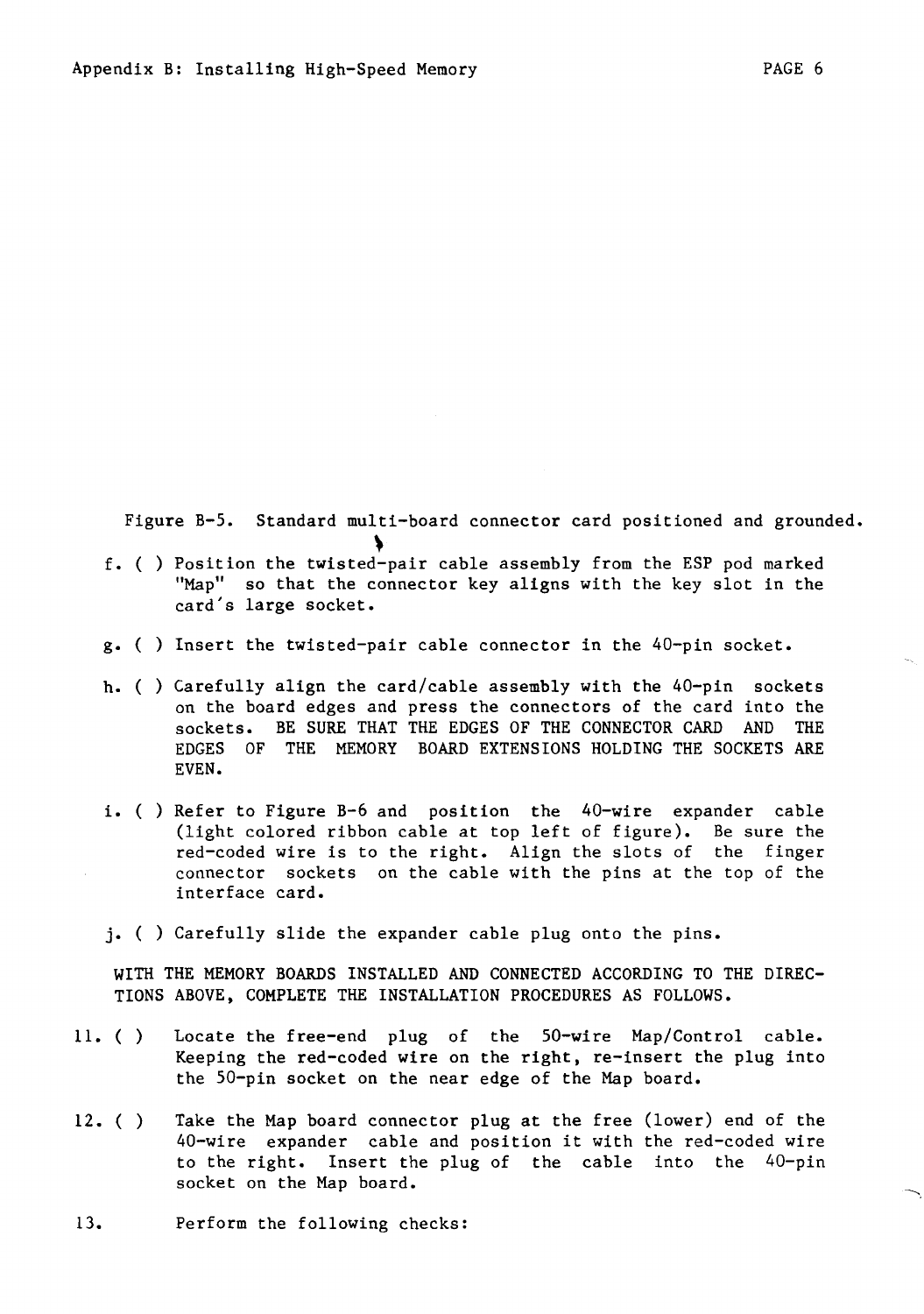Figure B-5. Standard multi-board connector card positioned and grounded.

f. ( ) Position the twisted-pair cable assembly from the ESP pod marked "Map" so that the connector key aligns with the key slot in the card's large socket.

g. ( ) Insert the twisted-pair cable connector in the 40-pin socket.

h. ( ) Carefully align the card/cable assembly with the 40-pin sockets on the board edges and press the connectors of the card into the sockets. BE SURE THAT THE EDGES OF THE CONNECTOR CARD AND THE EDGES OF THE MEMORY BOARD EXTENSIONS HOLDING THE SOCKETS ARE EVEN.

i. ( ) Refer to Figure B-6 and position the 40-wire expander cable (light colored ribbon cable at top left of figure). Be sure the red-coded wire is to the right. Align the slots of the finger connector sockets on the cable with the pins at the top of the interface card.

j. ( ) Carefully slide the expander cable plug onto the pins.

WITH THE MEMORY BOARDS INSTALLED AND CONNECTED ACCORDING TO THE DIRECTIONS ABOVE, COMPLETE THE INSTALLATION PROCEDURES AS FOLLOWS.

11. ( ) Locate the free-end plug of the 50-wire Map/Control cable. Keeping the red-coded wire on the right, re-insert the plug into the 50-pin socket on the near edge of the Map board.

12. ( ) Take the Map board connector plug at the free (lower) end of the 40-wire expander cable and position it with the red-coded wire to the right. Insert the plug of the cable into the 40-pin socket on the Map board.

13. Perform the following checks: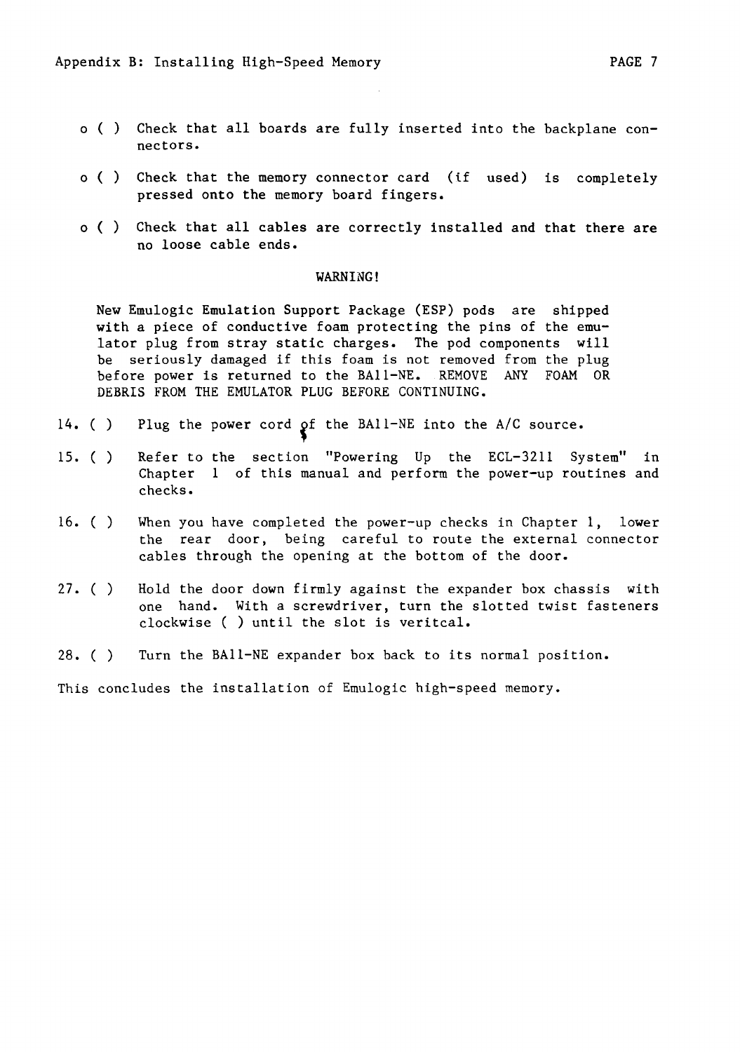- o ( ) Check that all boards are fully inserted into the backplane connectors.

- o ( ) Check that the memory connector card (if used) is completely pressed onto the memory board fingers.

- o ( ) Check that all cables are correctly installed and that there are no loose cable ends.

WARNING!

New Emulogic Emulation Support Package (ESP) pods are shipped with a piece of conductive foam protecting the pins of the emulator plug from stray static charges. The pod components will be seriously damaged if this foam is not removed from the plug before power is returned to the BA11-NE. REMOVE ANY FOAM OR DEBRIS FROM THE EMULATOR PLUG BEFORE CONTINUING.

14. ( ) Plug the power cord of the BA11-NE into the A/C source.

15. ( ) Refer to the section "Powering Up the ECL-3211 System" in Chapter 1 of this manual and perform the power-up routines and checks.

16. ( ) When you have completed the power-up checks in Chapter 1, lower the rear door, being careful to route the external connector cables through the opening at the bottom of the door.

27. ( ) Hold the door down firmly against the expander box chassis with one hand. With a screwdriver, turn the slotted twist fasteners clockwise ( ) until the slot is veritcal.

28. ( ) Turn the BA11-NE expander box back to its normal position.

This concludes the installation of Emulogic high-speed memory.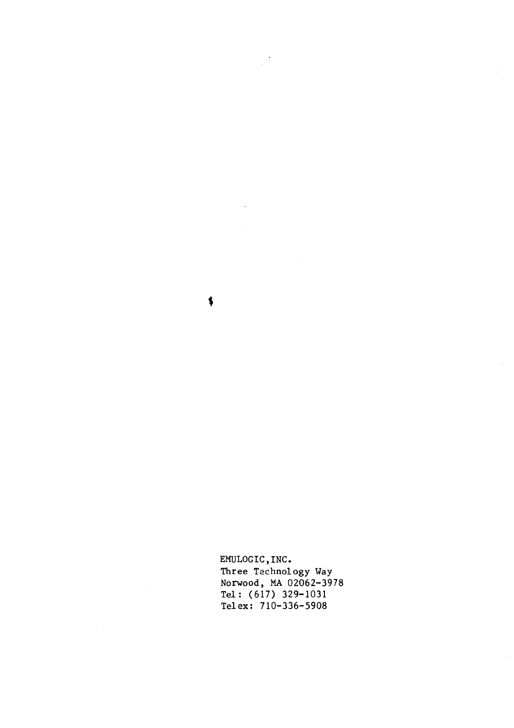EMULOGIC, INC.  
Three Technology Way  
Norwood, MA 02062-3978  
Tel: (617) 329-1031  
Telex: 710-336-5908